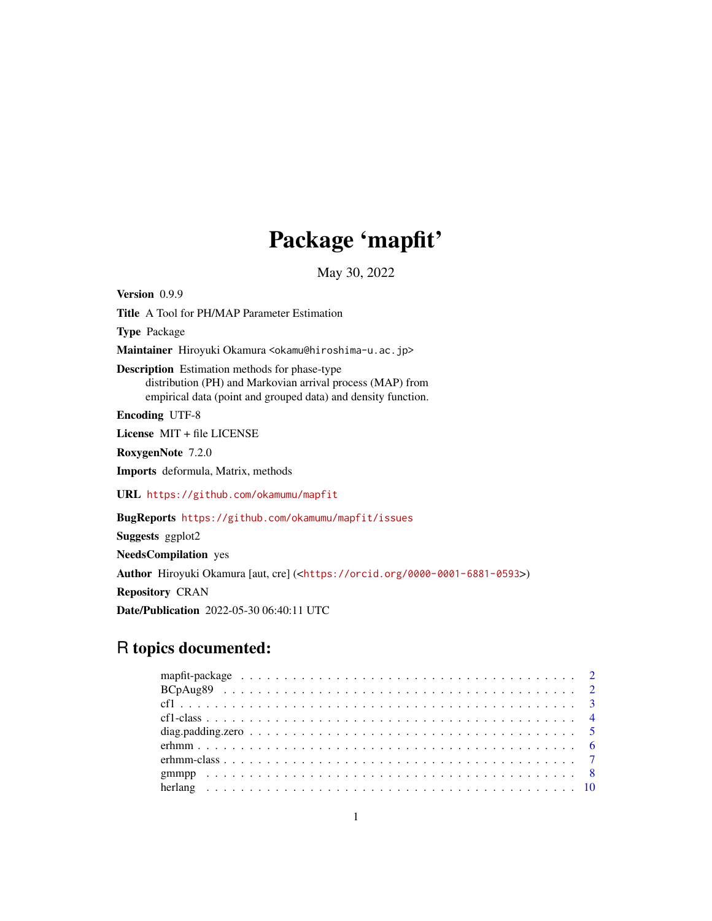# Package 'mapfit'

May 30, 2022

**Version** 0.9.9

**Title** A Tool for PH/MAP Parameter Estimation

**Type** Package

**Maintainer** Hiroyuki Okamura <okamu@hiroshima-u.ac.jp>

**Description** Estimation methods for phase-type distribution (PH) and Markovian arrival process (MAP) from empirical data (point and grouped data) and density function.

**Encoding** UTF-8

**License** MIT + file LICENSE

**RoxygenNote** 7.2.0

**Imports** deformula, Matrix, methods

**URL** https://github.com/okamumu/mapfit

**BugReports** https://github.com/okamumu/mapfit/issues

**Suggests** ggplot2

**NeedsCompilation** yes

**Author** Hiroyuki Okamura [aut, cre] (<https://orcid.org/0000-0001-6881-0593>)

**Repository** CRAN

**Date/Publication** 2022-05-30 06:40:11 UTC

## R topics documented:

| Topic | Page |
|---|---|
| mapfit-package | 2 |
| BCpAug89 | 2 |
| cf1 | 3 |
| cf1-class | 4 |
| diag.padding.zero | 5 |
| erhmm | 6 |
| erhmm-class | 7 |
| gmmpp | 8 |
| herlang | 10 |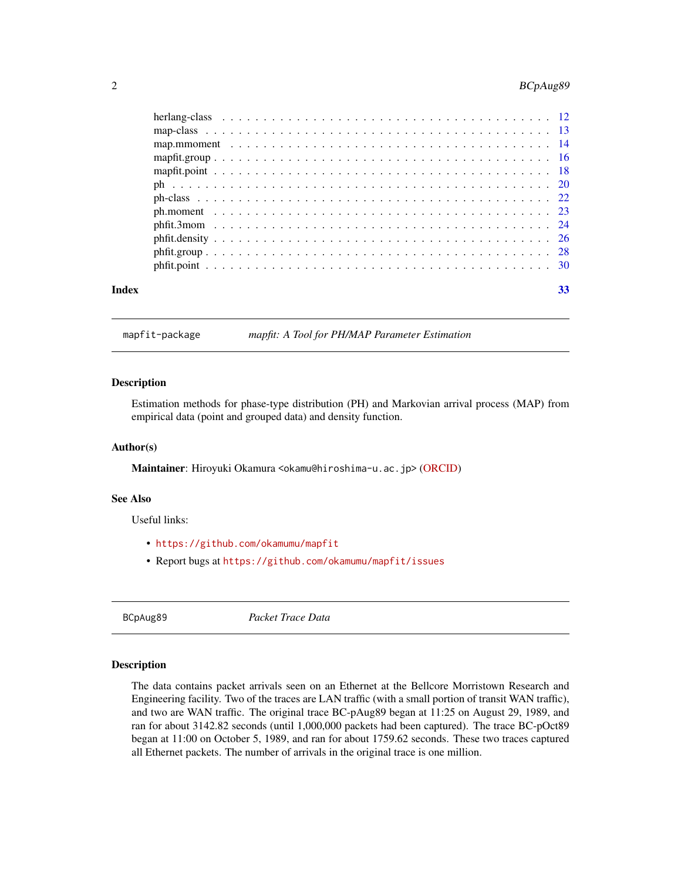herlang-class . . . . . . . . . . . . . . . . . . . . . . . . . . . . . . . . . . . . . 12
map-class . . . . . . . . . . . . . . . . . . . . . . . . . . . . . . . . . . . . . . . 13
map.mmoment . . . . . . . . . . . . . . . . . . . . . . . . . . . . . . . . . . . . . 14
mapfit.group . . . . . . . . . . . . . . . . . . . . . . . . . . . . . . . . . . . . . . 16
mapfit.point . . . . . . . . . . . . . . . . . . . . . . . . . . . . . . . . . . . . . . 18
ph . . . . . . . . . . . . . . . . . . . . . . . . . . . . . . . . . . . . . . . . . . . 20
ph-class . . . . . . . . . . . . . . . . . . . . . . . . . . . . . . . . . . . . . . . . 22
ph.moment . . . . . . . . . . . . . . . . . . . . . . . . . . . . . . . . . . . . . . . 23
phfit.3mom . . . . . . . . . . . . . . . . . . . . . . . . . . . . . . . . . . . . . . . 24
phfit.density . . . . . . . . . . . . . . . . . . . . . . . . . . . . . . . . . . . . . . 26
phfit.group . . . . . . . . . . . . . . . . . . . . . . . . . . . . . . . . . . . . . . . 28
phfit.point . . . . . . . . . . . . . . . . . . . . . . . . . . . . . . . . . . . . . . . 30

**Index** **33**

---

`mapfit-package` *mapfit: A Tool for PH/MAP Parameter Estimation*

---

### Description

Estimation methods for phase-type distribution (PH) and Markovian arrival process (MAP) from empirical data (point and grouped data) and density function.

### Author(s)

**Maintainer**: Hiroyuki Okamura <okamu@hiroshima-u.ac.jp> (ORCID)

### See Also

Useful links:

- https://github.com/okamumu/mapfit
- Report bugs at https://github.com/okamumu/mapfit/issues

---

`BCpAug89` *Packet Trace Data*

---

### Description

The data contains packet arrivals seen on an Ethernet at the Bellcore Morristown Research and Engineering facility. Two of the traces are LAN traffic (with a small portion of transit WAN traffic), and two are WAN traffic. The original trace BC-pAug89 began at 11:25 on August 29, 1989, and ran for about 3142.82 seconds (until 1,000,000 packets had been captured). The trace BC-pOct89 began at 11:00 on October 5, 1989, and ran for about 1759.62 seconds. These two traces captured all Ethernet packets. The number of arrivals in the original trace is one million.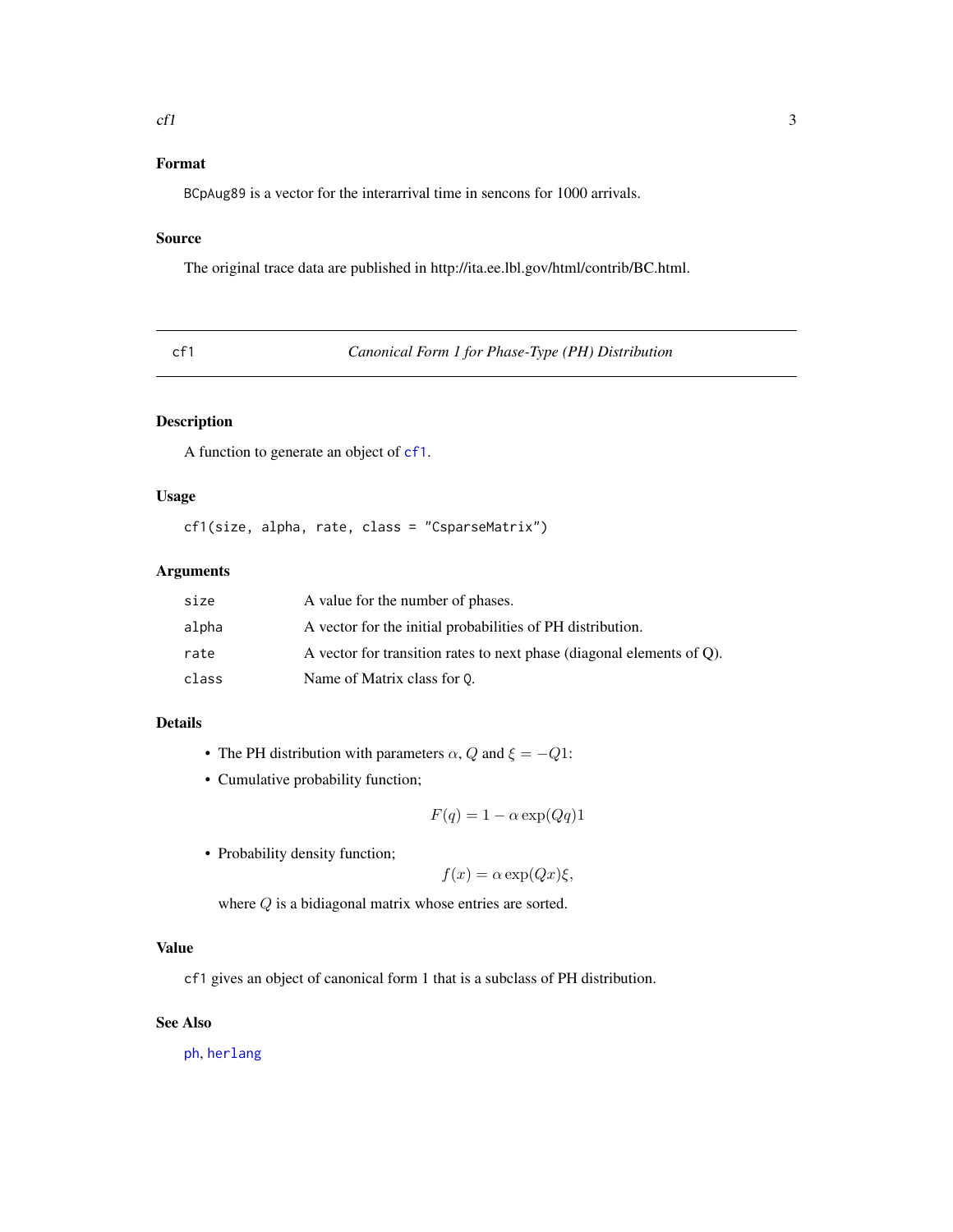## Format

BCpAug89 is a vector for the interarrival time in sencons for 1000 arrivals.

## Source

The original trace data are published in http://ita.ee.lbl.gov/html/contrib/BC.html.

---

# cf1 — *Canonical Form 1 for Phase-Type (PH) Distribution*

---

## Description

A function to generate an object of cf1.

## Usage

```
cf1(size, alpha, rate, class = "CsparseMatrix")
```

## Arguments

| | |
|---|---|
| size | A value for the number of phases. |
| alpha | A vector for the initial probabilities of PH distribution. |
| rate | A vector for transition rates to next phase (diagonal elements of Q). |
| class | Name of Matrix class for Q. |

## Details

- The PH distribution with parameters $\alpha$, $Q$ and $\xi = -Q1$:
- Cumulative probability function;

$$F(q) = 1 - \alpha \exp(Qq) 1$$

- Probability density function;

$$f(x) = \alpha \exp(Qx) \xi,$$

  where $Q$ is a bidiagonal matrix whose entries are sorted.

## Value

cf1 gives an object of canonical form 1 that is a subclass of PH distribution.

## See Also

ph, herlang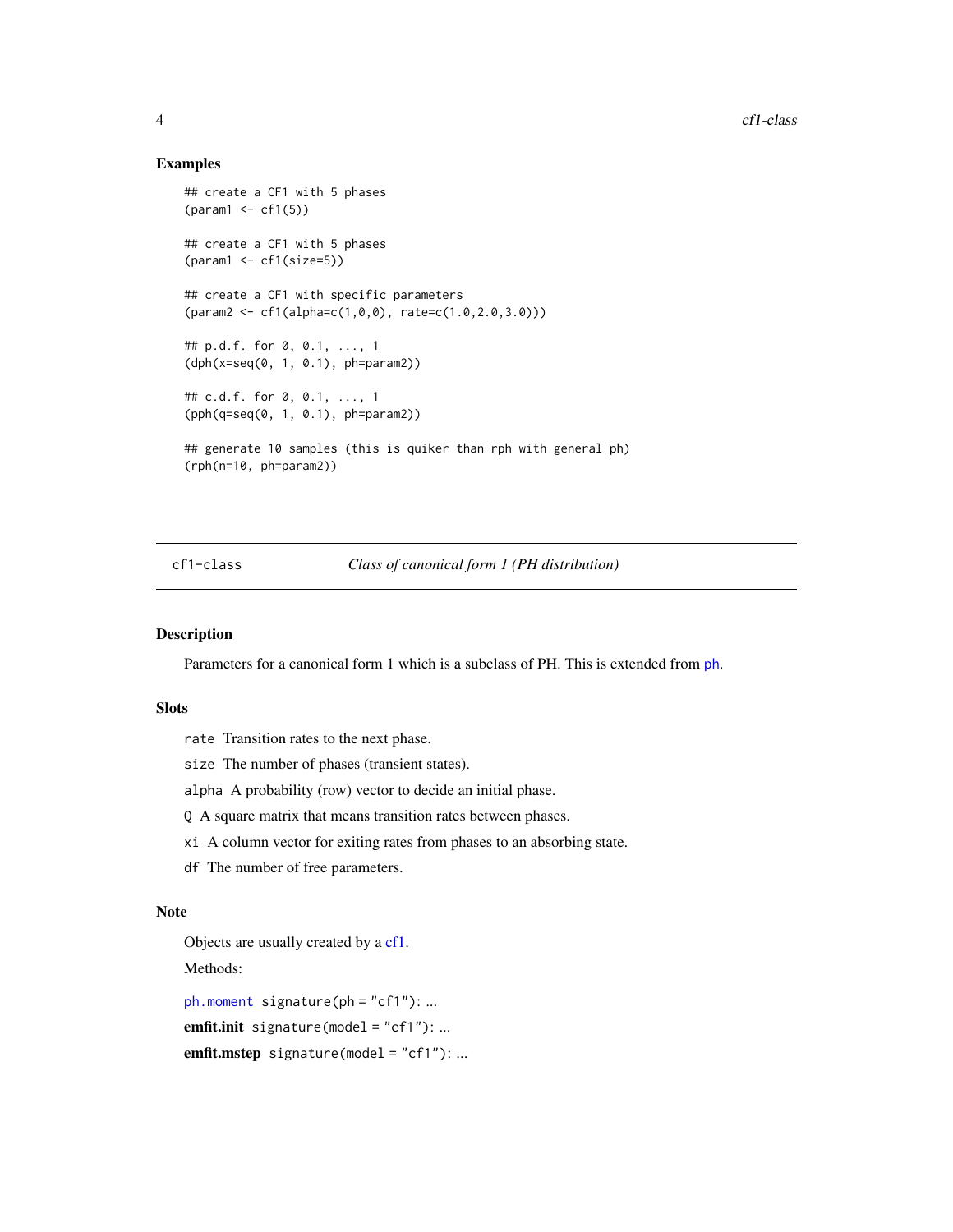## Examples

```
## create a CF1 with 5 phases
(param1 <- cf1(5))

## create a CF1 with 5 phases
(param1 <- cf1(size=5))

## create a CF1 with specific parameters
(param2 <- cf1(alpha=c(1,0,0), rate=c(1.0,2.0,3.0)))

## p.d.f. for 0, 0.1, ..., 1
(dph(x=seq(0, 1, 0.1), ph=param2))

## c.d.f. for 0, 0.1, ..., 1
(pph(q=seq(0, 1, 0.1), ph=param2))

## generate 10 samples (this is quiker than rph with general ph)
(rph(n=10, ph=param2))
```

---

`cf1-class` *Class of canonical form 1 (PH distribution)*

---

## Description

Parameters for a canonical form 1 which is a subclass of PH. This is extended from ph.

## Slots

`rate` Transition rates to the next phase.

`size` The number of phases (transient states).

`alpha` A probability (row) vector to decide an initial phase.

`Q` A square matrix that means transition rates between phases.

`xi` A column vector for exiting rates from phases to an absorbing state.

`df` The number of free parameters.

## Note

Objects are usually created by a cf1.

Methods:

`ph.moment` `signature(ph = "cf1")`: ...

**emfit.init** `signature(model = "cf1")`: ...

**emfit.mstep** `signature(model = "cf1")`: ...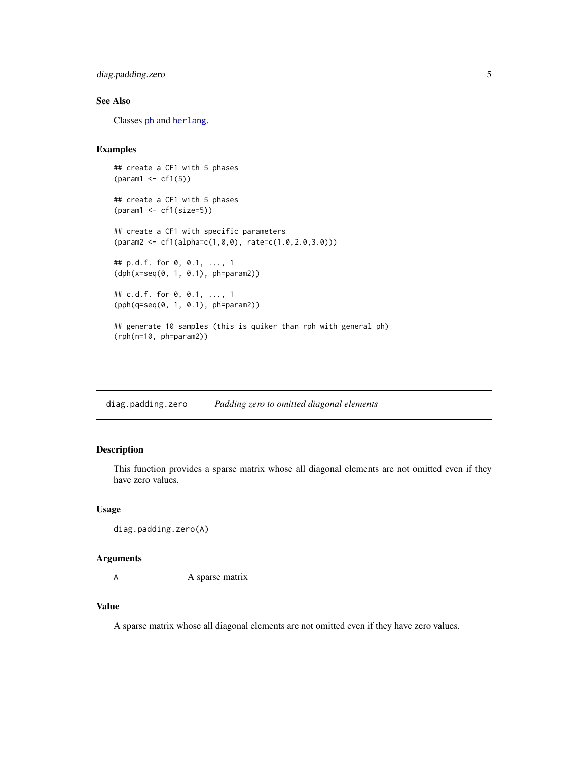## See Also

Classes ph and herlang.

## Examples

```
## create a CF1 with 5 phases
(param1 <- cf1(5))

## create a CF1 with 5 phases
(param1 <- cf1(size=5))

## create a CF1 with specific parameters
(param2 <- cf1(alpha=c(1,0,0), rate=c(1.0,2.0,3.0)))

## p.d.f. for 0, 0.1, ..., 1
(dph(x=seq(0, 1, 0.1), ph=param2))

## c.d.f. for 0, 0.1, ..., 1
(pph(q=seq(0, 1, 0.1), ph=param2))

## generate 10 samples (this is quiker than rph with general ph)
(rph(n=10, ph=param2))
```

---

# diag.padding.zero *Padding zero to omitted diagonal elements*

## Description

This function provides a sparse matrix whose all diagonal elements are not omitted even if they have zero values.

## Usage

```
diag.padding.zero(A)
```

## Arguments

| | |
|---|---|
| A | A sparse matrix |

## Value

A sparse matrix whose all diagonal elements are not omitted even if they have zero values.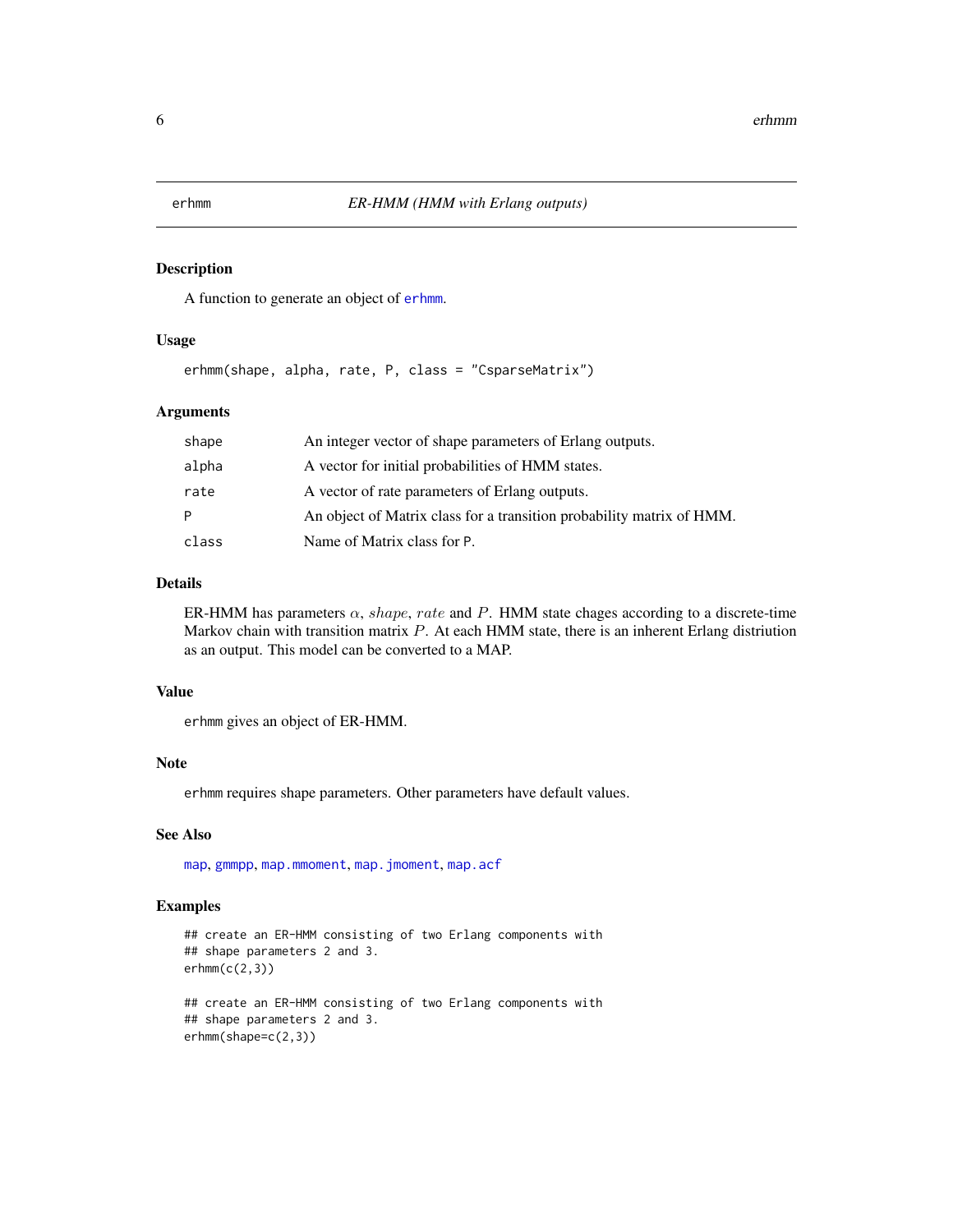erhmm — *ER-HMM (HMM with Erlang outputs)*

### Description

A function to generate an object of erhmm.

### Usage

```
erhmm(shape, alpha, rate, P, class = "CsparseMatrix")
```

### Arguments

| | |
|---|---|
| shape | An integer vector of shape parameters of Erlang outputs. |
| alpha | A vector for initial probabilities of HMM states. |
| rate | A vector of rate parameters of Erlang outputs. |
| P | An object of Matrix class for a transition probability matrix of HMM. |
| class | Name of Matrix class for P. |

### Details

ER-HMM has parameters $\alpha$, $shape$, $rate$ and $P$. HMM state chages according to a discrete-time Markov chain with transition matrix $P$. At each HMM state, there is an inherent Erlang distriution as an output. This model can be converted to a MAP.

### Value

erhmm gives an object of ER-HMM.

### Note

erhmm requires shape parameters. Other parameters have default values.

### See Also

map, gmmpp, map.mmoment, map.jmoment, map.acf

### Examples

```
## create an ER-HMM consisting of two Erlang components with
## shape parameters 2 and 3.
erhmm(c(2,3))

## create an ER-HMM consisting of two Erlang components with
## shape parameters 2 and 3.
erhmm(shape=c(2,3))
```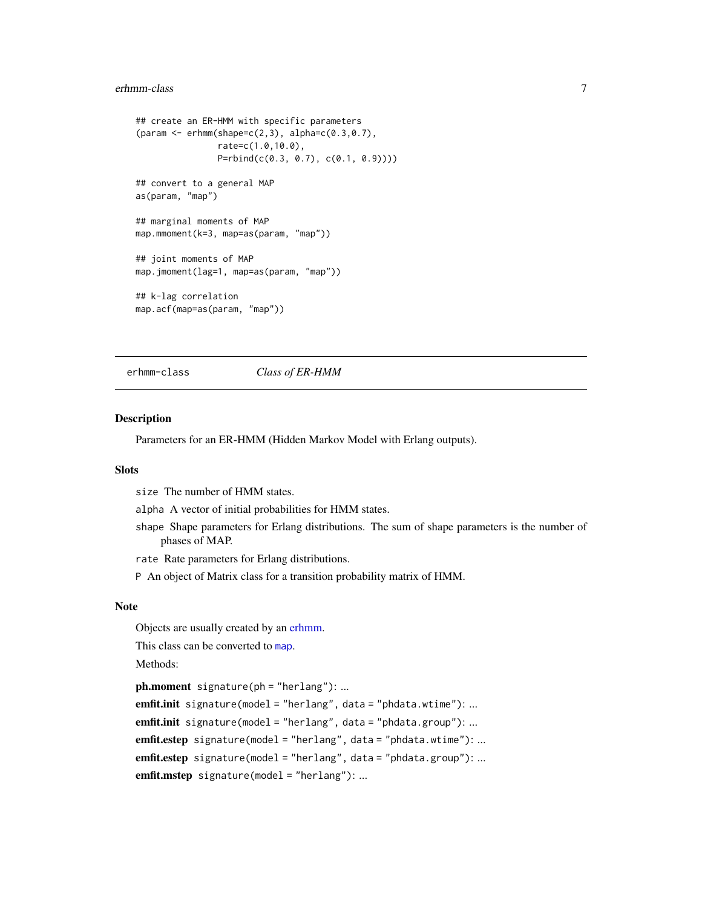```
## create an ER-HMM with specific parameters
(param <- erhmm(shape=c(2,3), alpha=c(0.3,0.7),
                rate=c(1.0,10.0),
                P=rbind(c(0.3, 0.7), c(0.1, 0.9))))

## convert to a general MAP
as(param, "map")

## marginal moments of MAP
map.mmoment(k=3, map=as(param, "map"))

## joint moments of MAP
map.jmoment(lag=1, map=as(param, "map"))

## k-lag correlation
map.acf(map=as(param, "map"))
```

---

## erhmm-class *Class of ER-HMM*

### Description

Parameters for an ER-HMM (Hidden Markov Model with Erlang outputs).

### Slots

`size` The number of HMM states.

`alpha` A vector of initial probabilities for HMM states.

`shape` Shape parameters for Erlang distributions. The sum of shape parameters is the number of phases of MAP.

`rate` Rate parameters for Erlang distributions.

`P` An object of Matrix class for a transition probability matrix of HMM.

### Note

Objects are usually created by an erhmm.

This class can be converted to `map`.

Methods:

**ph.moment** `signature(ph = "herlang")`: ...

**emfit.init** `signature(model = "herlang", data = "phdata.wtime")`: ...

**emfit.init** `signature(model = "herlang", data = "phdata.group")`: ...

**emfit.estep** `signature(model = "herlang", data = "phdata.wtime")`: ...

**emfit.estep** `signature(model = "herlang", data = "phdata.group")`: ...

**emfit.mstep** `signature(model = "herlang")`: ...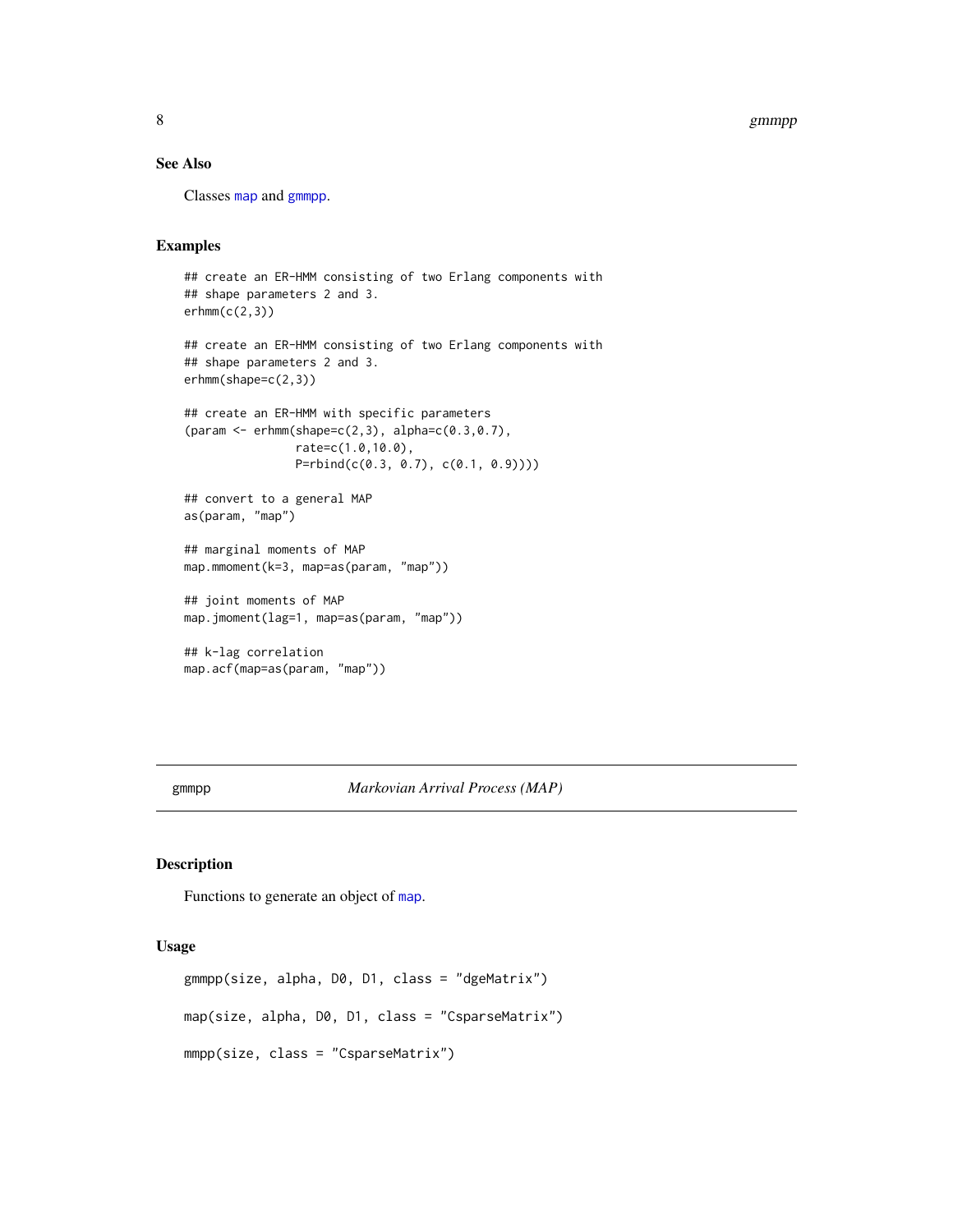## See Also

Classes map and gmmpp.

## Examples

```
## create an ER-HMM consisting of two Erlang components with
## shape parameters 2 and 3.
erhmm(c(2,3))

## create an ER-HMM consisting of two Erlang components with
## shape parameters 2 and 3.
erhmm(shape=c(2,3))

## create an ER-HMM with specific parameters
(param <- erhmm(shape=c(2,3), alpha=c(0.3,0.7),
                rate=c(1.0,10.0),
                P=rbind(c(0.3, 0.7), c(0.1, 0.9))))

## convert to a general MAP
as(param, "map")

## marginal moments of MAP
map.mmoment(k=3, map=as(param, "map"))

## joint moments of MAP
map.jmoment(lag=1, map=as(param, "map"))

## k-lag correlation
map.acf(map=as(param, "map"))
```

---

# gmmpp — *Markovian Arrival Process (MAP)*

---

## Description

Functions to generate an object of map.

## Usage

```
gmmpp(size, alpha, D0, D1, class = "dgeMatrix")

map(size, alpha, D0, D1, class = "CsparseMatrix")

mmpp(size, class = "CsparseMatrix")
```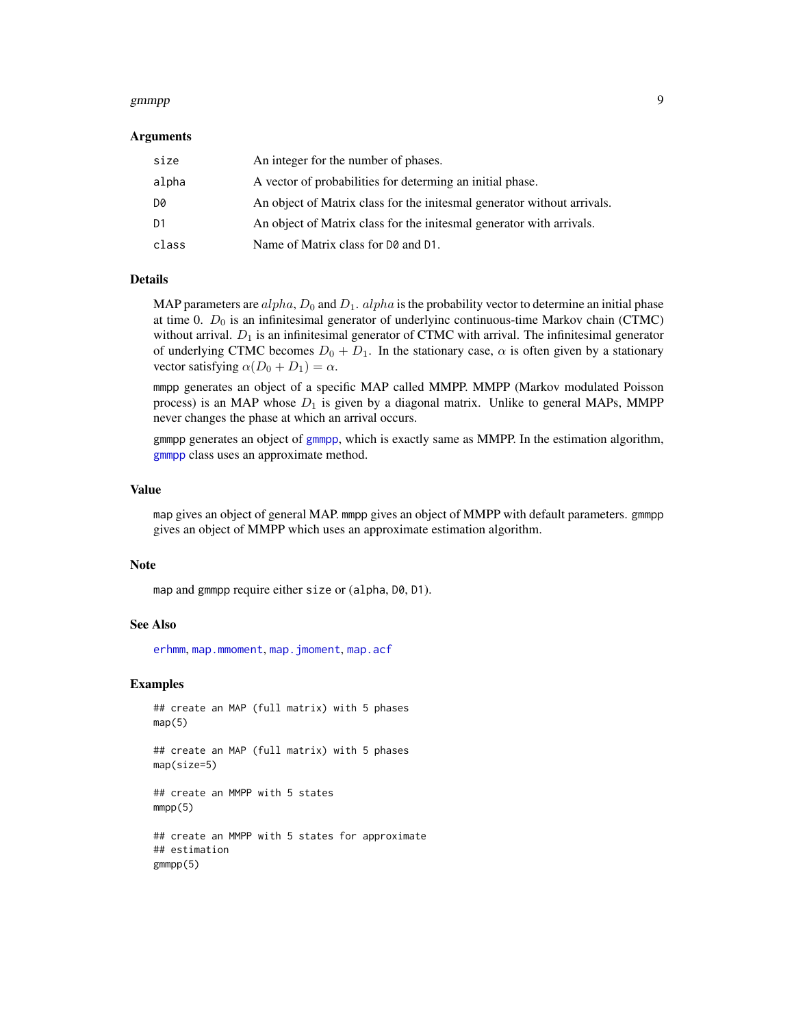## Arguments

| | |
|---|---|
| size | An integer for the number of phases. |
| alpha | A vector of probabilities for determing an initial phase. |
| D0 | An object of Matrix class for the initesmal generator without arrivals. |
| D1 | An object of Matrix class for the initesmal generator with arrivals. |
| class | Name of Matrix class for D0 and D1. |

## Details

MAP parameters are $alpha$, $D_0$ and $D_1$. $alpha$ is the probability vector to determine an initial phase at time 0. $D_0$ is an infinitesimal generator of underlyinc continuous-time Markov chain (CTMC) without arrival. $D_1$ is an infinitesimal generator of CTMC with arrival. The infinitesimal generator of underlying CTMC becomes $D_0 + D_1$. In the stationary case, $\alpha$ is often given by a stationary vector satisfying $\alpha(D_0 + D_1) = \alpha$.

mmpp generates an object of a specific MAP called MMPP. MMPP (Markov modulated Poisson process) is an MAP whose $D_1$ is given by a diagonal matrix. Unlike to general MAPs, MMPP never changes the phase at which an arrival occurs.

gmmpp generates an object of gmmpp, which is exactly same as MMPP. In the estimation algorithm, gmmpp class uses an approximate method.

## Value

map gives an object of general MAP. mmpp gives an object of MMPP with default parameters. gmmpp gives an object of MMPP which uses an approximate estimation algorithm.

## Note

map and gmmpp require either size or (alpha, D0, D1).

## See Also

erhmm, map.mmoment, map.jmoment, map.acf

## Examples

```
## create an MAP (full matrix) with 5 phases
map(5)

## create an MAP (full matrix) with 5 phases
map(size=5)

## create an MMPP with 5 states
mmpp(5)

## create an MMPP with 5 states for approximate
## estimation
gmmpp(5)
```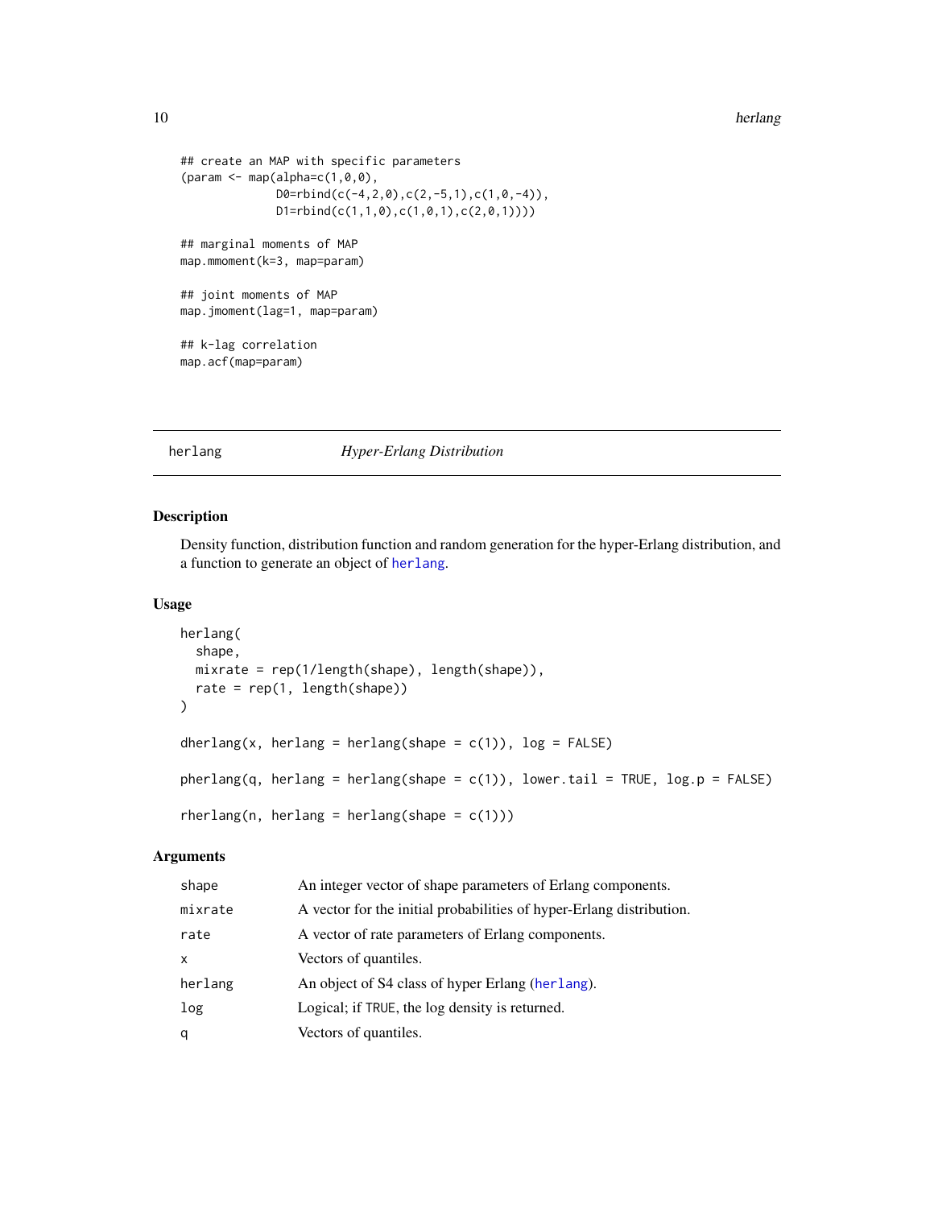```
## create an MAP with specific parameters
(param <- map(alpha=c(1,0,0),
              D0=rbind(c(-4,2,0),c(2,-5,1),c(1,0,-4)),
              D1=rbind(c(1,1,0),c(1,0,1),c(2,0,1))))

## marginal moments of MAP
map.mmoment(k=3, map=param)

## joint moments of MAP
map.jmoment(lag=1, map=param)

## k-lag correlation
map.acf(map=param)
```

---

## herlang *Hyper-Erlang Distribution*

---

### Description

Density function, distribution function and random generation for the hyper-Erlang distribution, and a function to generate an object of herlang.

### Usage

```
herlang(
  shape,
  mixrate = rep(1/length(shape), length(shape)),
  rate = rep(1, length(shape))
)

dherlang(x, herlang = herlang(shape = c(1)), log = FALSE)

pherlang(q, herlang = herlang(shape = c(1)), lower.tail = TRUE, log.p = FALSE)

rherlang(n, herlang = herlang(shape = c(1)))
```

### Arguments

| | |
|---|---|
| shape | An integer vector of shape parameters of Erlang components. |
| mixrate | A vector for the initial probabilities of hyper-Erlang distribution. |
| rate | A vector of rate parameters of Erlang components. |
| x | Vectors of quantiles. |
| herlang | An object of S4 class of hyper Erlang (herlang). |
| log | Logical; if TRUE, the log density is returned. |
| q | Vectors of quantiles. |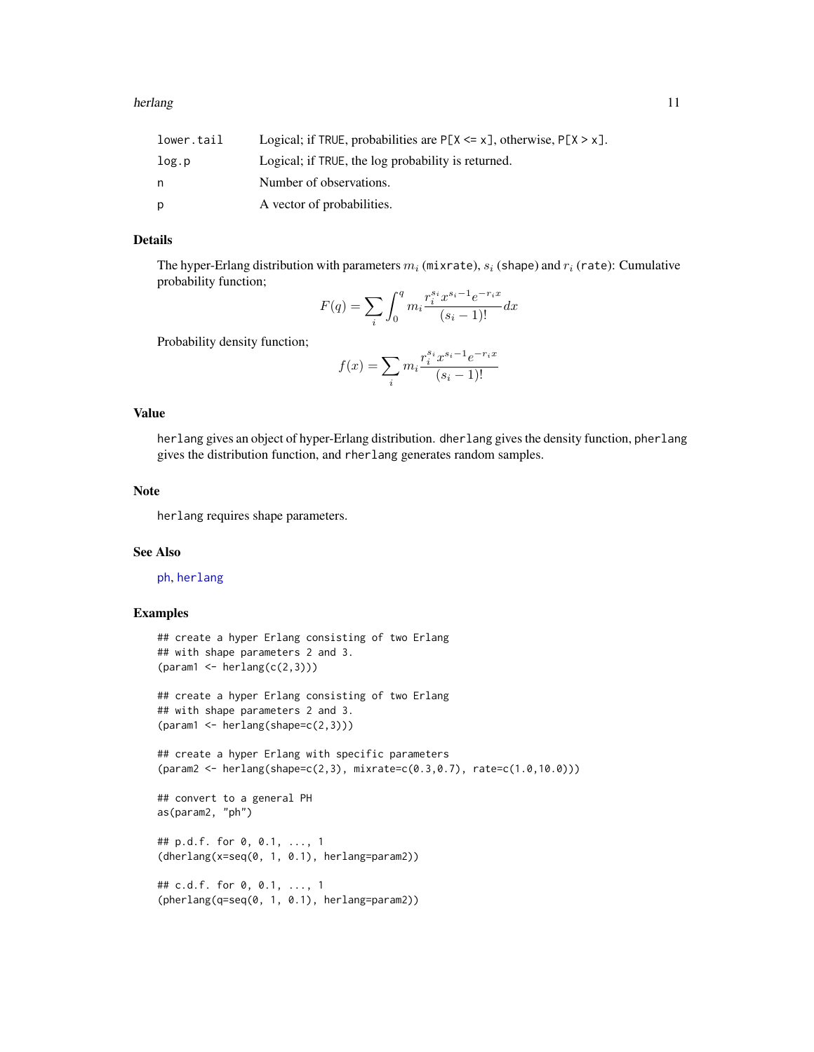| | |
|---|---|
| lower.tail | Logical; if TRUE, probabilities are P[X <= x], otherwise, P[X > x]. |
| log.p | Logical; if TRUE, the log probability is returned. |
| n | Number of observations. |
| p | A vector of probabilities. |

## Details

The hyper-Erlang distribution with parameters $m_i$ (mixrate), $s_i$ (shape) and $r_i$ (rate): Cumulative probability function;

$$F(q) = \sum_i \int_0^q m_i \frac{r_i^{s_i} x^{s_i-1} e^{-r_i x}}{(s_i - 1)!} dx$$

Probability density function;

$$f(x) = \sum_i m_i \frac{r_i^{s_i} x^{s_i-1} e^{-r_i x}}{(s_i - 1)!}$$

## Value

herlang gives an object of hyper-Erlang distribution. dherlang gives the density function, pherlang gives the distribution function, and rherlang generates random samples.

## Note

herlang requires shape parameters.

## See Also

ph, herlang

## Examples

```
## create a hyper Erlang consisting of two Erlang
## with shape parameters 2 and 3.
(param1 <- herlang(c(2,3)))

## create a hyper Erlang consisting of two Erlang
## with shape parameters 2 and 3.
(param1 <- herlang(shape=c(2,3)))

## create a hyper Erlang with specific parameters
(param2 <- herlang(shape=c(2,3), mixrate=c(0.3,0.7), rate=c(1.0,10.0)))

## convert to a general PH
as(param2, "ph")

## p.d.f. for 0, 0.1, ..., 1
(dherlang(x=seq(0, 1, 0.1), herlang=param2))

## c.d.f. for 0, 0.1, ..., 1
(pherlang(q=seq(0, 1, 0.1), herlang=param2))
```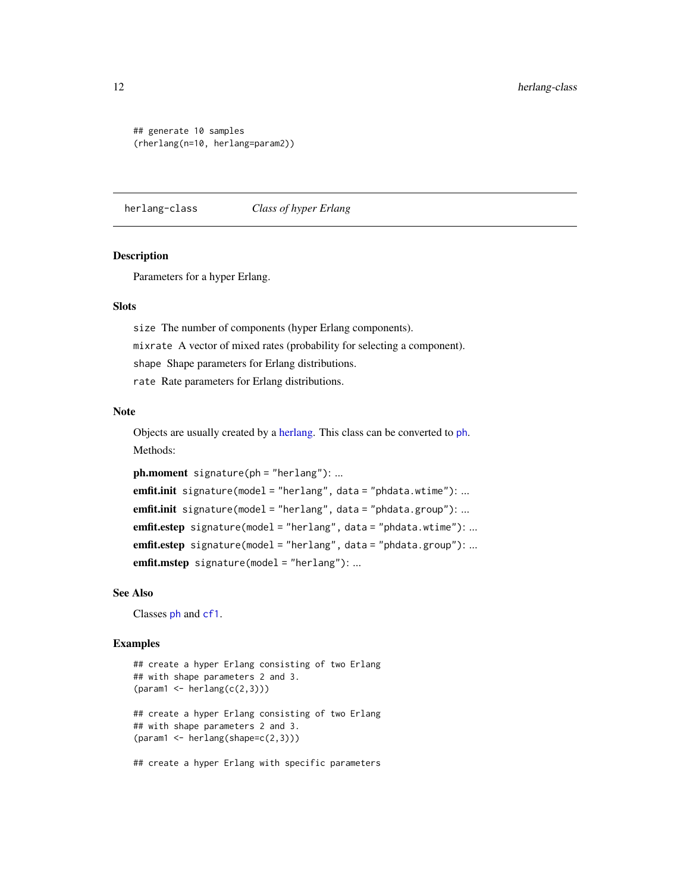```
## generate 10 samples
(rherlang(n=10, herlang=param2))
```

## herlang-class — *Class of hyper Erlang*

### Description

Parameters for a hyper Erlang.

### Slots

`size` The number of components (hyper Erlang components).

`mixrate` A vector of mixed rates (probability for selecting a component).

`shape` Shape parameters for Erlang distributions.

`rate` Rate parameters for Erlang distributions.

### Note

Objects are usually created by a herlang. This class can be converted to ph.

Methods:

**ph.moment** `signature(ph = "herlang")`: ...

**emfit.init** `signature(model = "herlang", data = "phdata.wtime")`: ...

**emfit.init** `signature(model = "herlang", data = "phdata.group")`: ...

**emfit.estep** `signature(model = "herlang", data = "phdata.wtime")`: ...

**emfit.estep** `signature(model = "herlang", data = "phdata.group")`: ...

**emfit.mstep** `signature(model = "herlang")`: ...

### See Also

Classes `ph` and `cf1`.

### Examples

```
## create a hyper Erlang consisting of two Erlang
## with shape parameters 2 and 3.
(param1 <- herlang(c(2,3)))

## create a hyper Erlang consisting of two Erlang
## with shape parameters 2 and 3.
(param1 <- herlang(shape=c(2,3)))

## create a hyper Erlang with specific parameters
```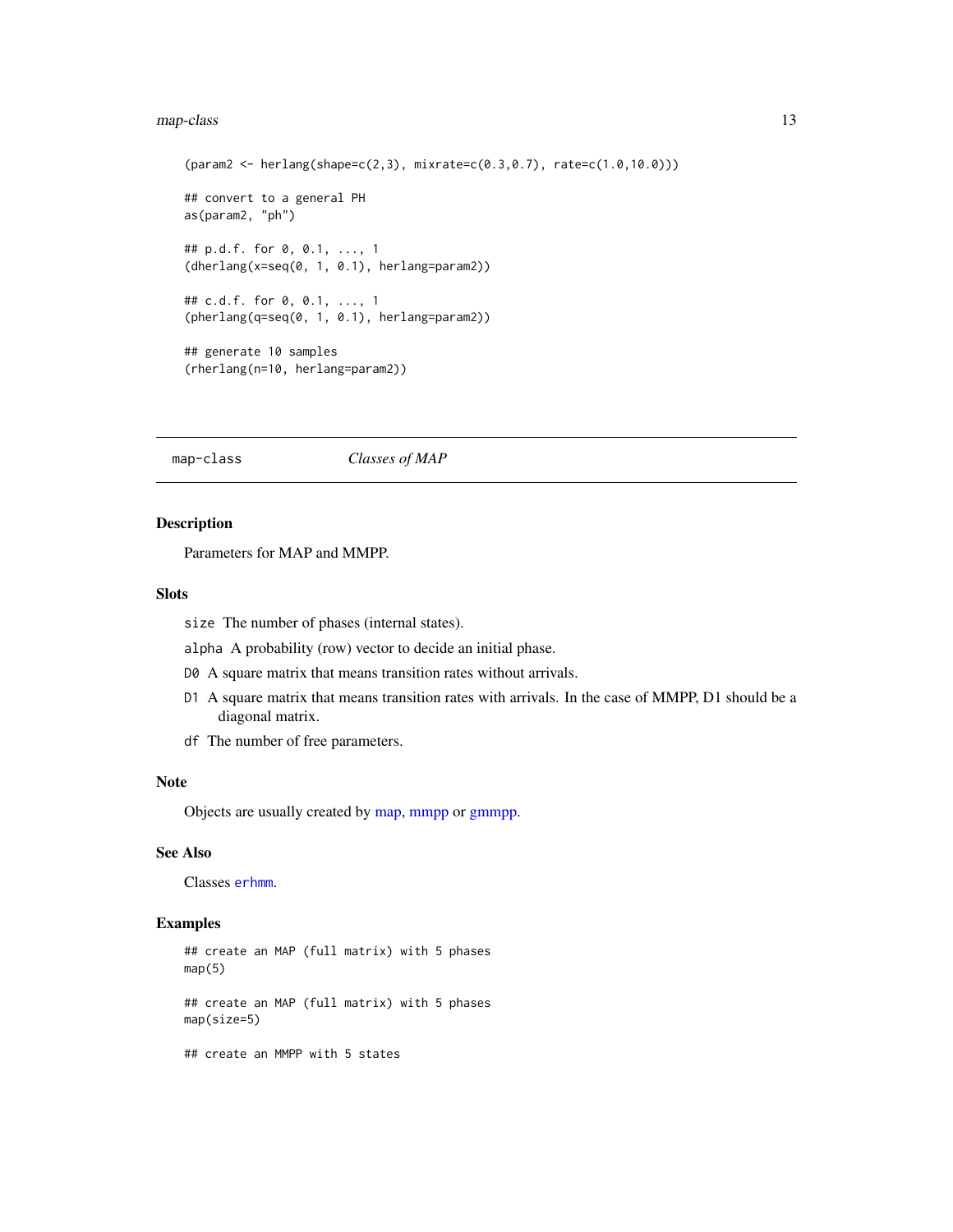```
(param2 <- herlang(shape=c(2,3), mixrate=c(0.3,0.7), rate=c(1.0,10.0)))

## convert to a general PH
as(param2, "ph")

## p.d.f. for 0, 0.1, ..., 1
(dherlang(x=seq(0, 1, 0.1), herlang=param2))

## c.d.f. for 0, 0.1, ..., 1
(pherlang(q=seq(0, 1, 0.1), herlang=param2))

## generate 10 samples
(rherlang(n=10, herlang=param2))
```

## map-class *Classes of MAP*

### Description

Parameters for MAP and MMPP.

### Slots

`size` The number of phases (internal states).

`alpha` A probability (row) vector to decide an initial phase.

`D0` A square matrix that means transition rates without arrivals.

`D1` A square matrix that means transition rates with arrivals. In the case of MMPP, D1 should be a diagonal matrix.

`df` The number of free parameters.

### Note

Objects are usually created by map, mmpp or gmmpp.

### See Also

Classes `erhmm`.

### Examples

```
## create an MAP (full matrix) with 5 phases
map(5)

## create an MAP (full matrix) with 5 phases
map(size=5)

## create an MMPP with 5 states
```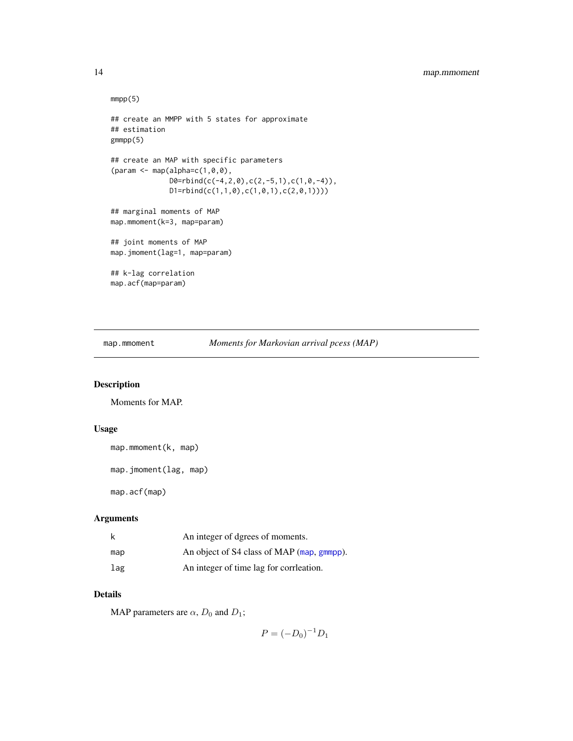```
mmpp(5)

## create an MMPP with 5 states for approximate
## estimation
gmmpp(5)

## create an MAP with specific parameters
(param <- map(alpha=c(1,0,0),
              D0=rbind(c(-4,2,0),c(2,-5,1),c(1,0,-4)),
              D1=rbind(c(1,1,0),c(1,0,1),c(2,0,1))))

## marginal moments of MAP
map.mmoment(k=3, map=param)

## joint moments of MAP
map.jmoment(lag=1, map=param)

## k-lag correlation
map.acf(map=param)
```

---

map.mmoment &nbsp;&nbsp;&nbsp;&nbsp; *Moments for Markovian arrival pcess (MAP)*

---

## Description

Moments for MAP.

## Usage

```
map.mmoment(k, map)

map.jmoment(lag, map)

map.acf(map)
```

## Arguments

| | |
|---|---|
| k | An integer of dgrees of moments. |
| map | An object of S4 class of MAP (map, gmmpp). |
| lag | An integer of time lag for corrleation. |

## Details

MAP parameters are $\alpha$, $D_0$ and $D_1$;

$$P = (-D_0)^{-1} D_1$$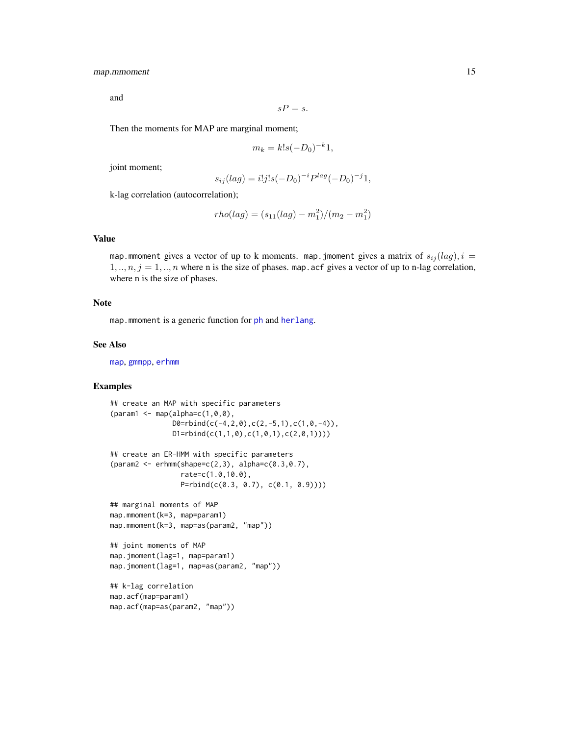and

$$sP = s.$$

Then the moments for MAP are marginal moment;

$$m_k = k! s(-D_0)^{-k} 1,$$

joint moment;

$$s_{ij}(lag) = i! j! s(-D_0)^{-i} P^{lag} (-D_0)^{-j} 1,$$

k-lag correlation (autocorrelation);

$$rho(lag) = (s_{11}(lag) - m_1^2)/(m_2 - m_1^2)$$

## Value

`map.mmoment` gives a vector of up to k moments. `map.jmoment` gives a matrix of $s_{ij}(lag), i = 1, .., n, j = 1, .., n$ where n is the size of phases. `map.acf` gives a vector of up to n-lag correlation, where n is the size of phases.

## Note

`map.mmoment` is a generic function for `ph` and `herlang`.

## See Also

`map`, `gmmpp`, `erhmm`

## Examples

```
## create an MAP with specific parameters
(param1 <- map(alpha=c(1,0,0),
               D0=rbind(c(-4,2,0),c(2,-5,1),c(1,0,-4)),
               D1=rbind(c(1,1,0),c(1,0,1),c(2,0,1))))

## create an ER-HMM with specific parameters
(param2 <- erhmm(shape=c(2,3), alpha=c(0.3,0.7),
                 rate=c(1.0,10.0),
                 P=rbind(c(0.3, 0.7), c(0.1, 0.9))))

## marginal moments of MAP
map.mmoment(k=3, map=param1)
map.mmoment(k=3, map=as(param2, "map"))

## joint moments of MAP
map.jmoment(lag=1, map=param1)
map.jmoment(lag=1, map=as(param2, "map"))

## k-lag correlation
map.acf(map=param1)
map.acf(map=as(param2, "map"))
```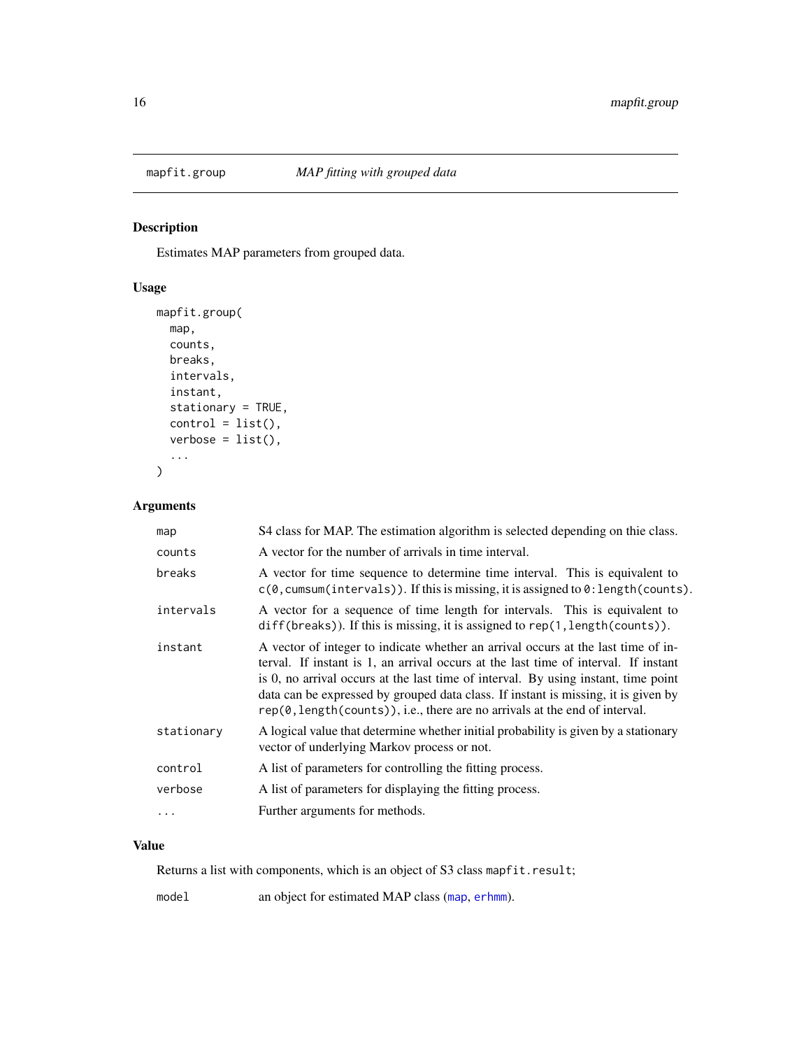# mapfit.group — *MAP fitting with grouped data*

## Description

Estimates MAP parameters from grouped data.

## Usage

```
mapfit.group(
  map,
  counts,
  breaks,
  intervals,
  instant,
  stationary = TRUE,
  control = list(),
  verbose = list(),
  ...
)
```

## Arguments

| | |
|---|---|
| `map` | S4 class for MAP. The estimation algorithm is selected depending on thie class. |
| `counts` | A vector for the number of arrivals in time interval. |
| `breaks` | A vector for time sequence to determine time interval. This is equivalent to `c(0,cumsum(intervals))`. If this is missing, it is assigned to `0:length(counts)`. |
| `intervals` | A vector for a sequence of time length for intervals. This is equivalent to `diff(breaks))`. If this is missing, it is assigned to `rep(1,length(counts))`. |
| `instant` | A vector of integer to indicate whether an arrival occurs at the last time of interval. If instant is 1, an arrival occurs at the last time of interval. If instant is 0, no arrival occurs at the last time of interval. By using instant, time point data can be expressed by grouped data class. If instant is missing, it is given by `rep(0,length(counts))`, i.e., there are no arrivals at the end of interval. |
| `stationary` | A logical value that determine whether initial probability is given by a stationary vector of underlying Markov process or not. |
| `control` | A list of parameters for controlling the fitting process. |
| `verbose` | A list of parameters for displaying the fitting process. |
| `...` | Further arguments for methods. |

## Value

Returns a list with components, which is an object of S3 class `mapfit.result`;

| | |
|---|---|
| `model` | an object for estimated MAP class (`map`, `erhmm`). |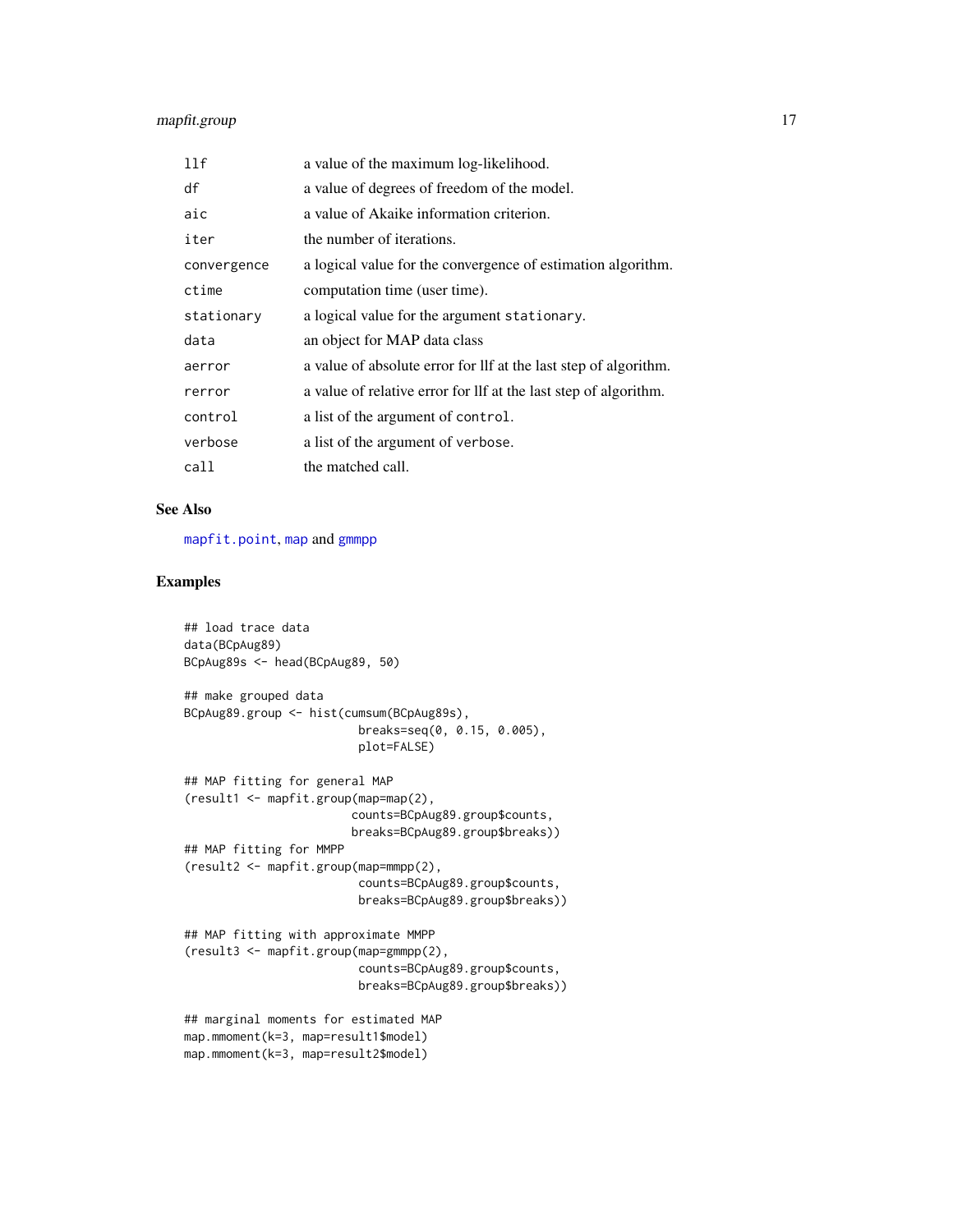| | |
|---|---|
| llf | a value of the maximum log-likelihood. |
| df | a value of degrees of freedom of the model. |
| aic | a value of Akaike information criterion. |
| iter | the number of iterations. |
| convergence | a logical value for the convergence of estimation algorithm. |
| ctime | computation time (user time). |
| stationary | a logical value for the argument stationary. |
| data | an object for MAP data class |
| aerror | a value of absolute error for llf at the last step of algorithm. |
| rerror | a value of relative error for llf at the last step of algorithm. |
| control | a list of the argument of control. |
| verbose | a list of the argument of verbose. |
| call | the matched call. |

## See Also

mapfit.point, map and gmmpp

## Examples

```
## load trace data
data(BCpAug89)
BCpAug89s <- head(BCpAug89, 50)

## make grouped data
BCpAug89.group <- hist(cumsum(BCpAug89s),
                         breaks=seq(0, 0.15, 0.005),
                         plot=FALSE)

## MAP fitting for general MAP
(result1 <- mapfit.group(map=map(2),
                        counts=BCpAug89.group$counts,
                        breaks=BCpAug89.group$breaks))
## MAP fitting for MMPP
(result2 <- mapfit.group(map=mmpp(2),
                         counts=BCpAug89.group$counts,
                         breaks=BCpAug89.group$breaks))

## MAP fitting with approximate MMPP
(result3 <- mapfit.group(map=gmmpp(2),
                         counts=BCpAug89.group$counts,
                         breaks=BCpAug89.group$breaks))

## marginal moments for estimated MAP
map.mmoment(k=3, map=result1$model)
map.mmoment(k=3, map=result2$model)
```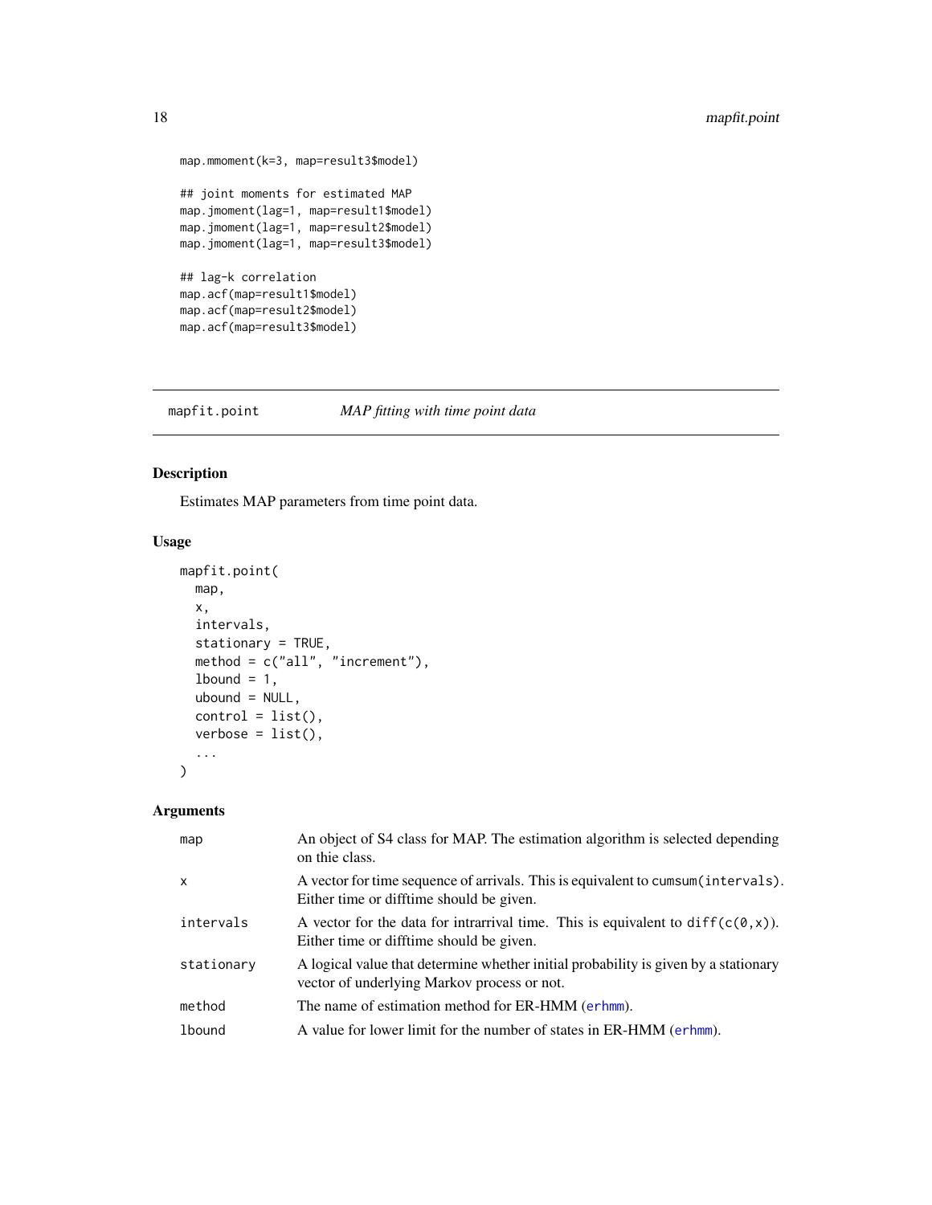```
map.mmoment(k=3, map=result3$model)

## joint moments for estimated MAP
map.jmoment(lag=1, map=result1$model)
map.jmoment(lag=1, map=result2$model)
map.jmoment(lag=1, map=result3$model)

## lag-k correlation
map.acf(map=result1$model)
map.acf(map=result2$model)
map.acf(map=result3$model)
```

---

## mapfit.point *MAP fitting with time point data*

---

### Description

Estimates MAP parameters from time point data.

### Usage

```
mapfit.point(
  map,
  x,
  intervals,
  stationary = TRUE,
  method = c("all", "increment"),
  lbound = 1,
  ubound = NULL,
  control = list(),
  verbose = list(),
  ...
)
```

### Arguments

| | |
|---|---|
| `map` | An object of S4 class for MAP. The estimation algorithm is selected depending on thie class. |
| `x` | A vector for time sequence of arrivals. This is equivalent to `cumsum(intervals)`. Either time or difftime should be given. |
| `intervals` | A vector for the data for intrarrival time. This is equivalent to `diff(c(0,x))`. Either time or difftime should be given. |
| `stationary` | A logical value that determine whether initial probability is given by a stationary vector of underlying Markov process or not. |
| `method` | The name of estimation method for ER-HMM (`erhmm`). |
| `lbound` | A value for lower limit for the number of states in ER-HMM (`erhmm`). |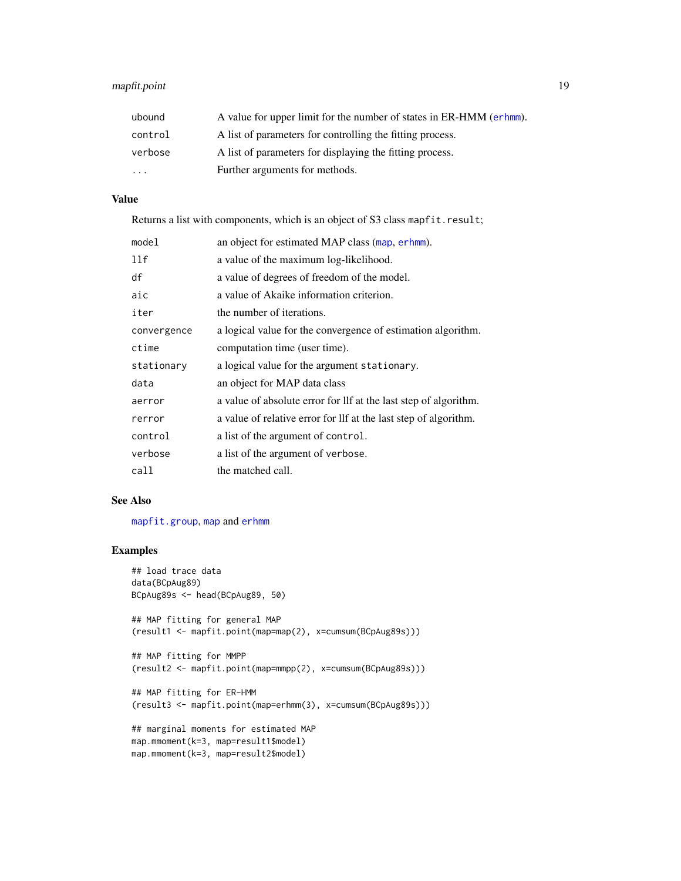| | |
|---|---|
| ubound | A value for upper limit for the number of states in ER-HMM (erhmm). |
| control | A list of parameters for controlling the fitting process. |
| verbose | A list of parameters for displaying the fitting process. |
| ... | Further arguments for methods. |

## Value

Returns a list with components, which is an object of S3 class mapfit.result;

| | |
|---|---|
| model | an object for estimated MAP class (map, erhmm). |
| llf | a value of the maximum log-likelihood. |
| df | a value of degrees of freedom of the model. |
| aic | a value of Akaike information criterion. |
| iter | the number of iterations. |
| convergence | a logical value for the convergence of estimation algorithm. |
| ctime | computation time (user time). |
| stationary | a logical value for the argument stationary. |
| data | an object for MAP data class |
| aerror | a value of absolute error for llf at the last step of algorithm. |
| rerror | a value of relative error for llf at the last step of algorithm. |
| control | a list of the argument of control. |
| verbose | a list of the argument of verbose. |
| call | the matched call. |

## See Also

mapfit.group, map and erhmm

## Examples

```
## load trace data
data(BCpAug89)
BCpAug89s <- head(BCpAug89, 50)

## MAP fitting for general MAP
(result1 <- mapfit.point(map=map(2), x=cumsum(BCpAug89s)))

## MAP fitting for MMPP
(result2 <- mapfit.point(map=mmpp(2), x=cumsum(BCpAug89s)))

## MAP fitting for ER-HMM
(result3 <- mapfit.point(map=erhmm(3), x=cumsum(BCpAug89s)))

## marginal moments for estimated MAP
map.mmoment(k=3, map=result1$model)
map.mmoment(k=3, map=result2$model)
```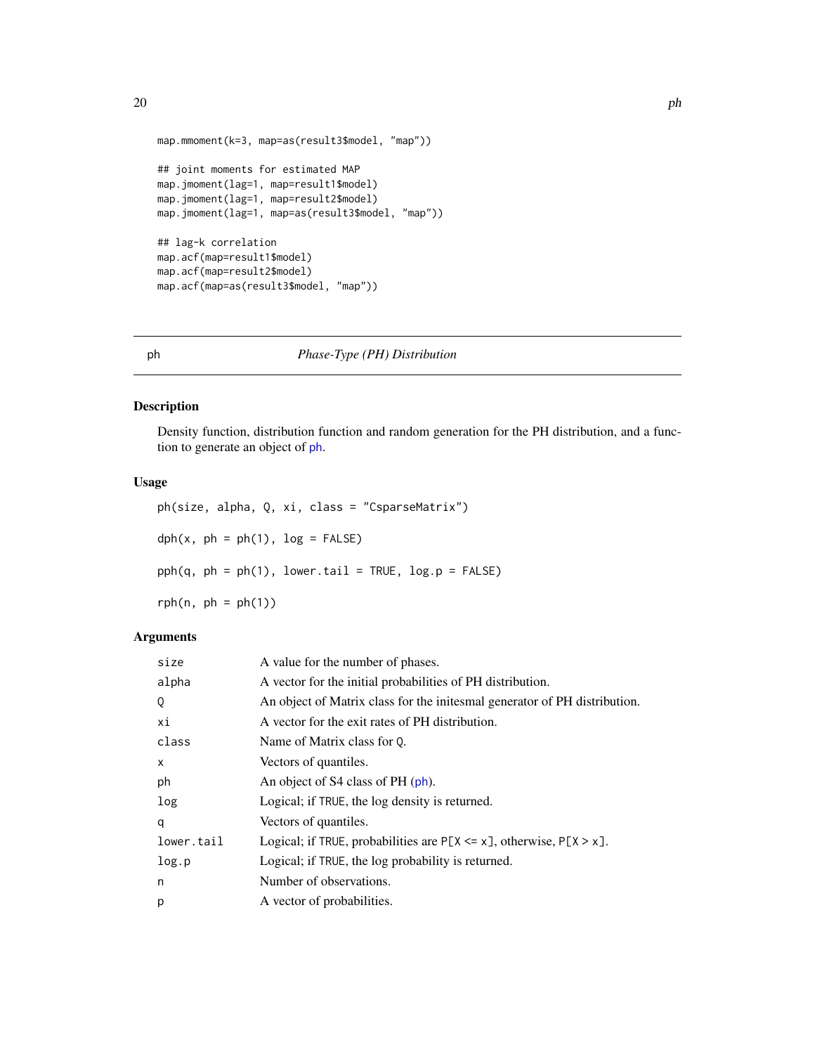```
map.mmoment(k=3, map=as(result3$model, "map"))

## joint moments for estimated MAP
map.jmoment(lag=1, map=result1$model)
map.jmoment(lag=1, map=result2$model)
map.jmoment(lag=1, map=as(result3$model, "map"))

## lag-k correlation
map.acf(map=result1$model)
map.acf(map=result2$model)
map.acf(map=as(result3$model, "map"))
```

---

ph *Phase-Type (PH) Distribution*

---

### Description

Density function, distribution function and random generation for the PH distribution, and a function to generate an object of ph.

### Usage

```
ph(size, alpha, Q, xi, class = "CsparseMatrix")

dph(x, ph = ph(1), log = FALSE)

pph(q, ph = ph(1), lower.tail = TRUE, log.p = FALSE)

rph(n, ph = ph(1))
```

### Arguments

| | |
|---|---|
| size | A value for the number of phases. |
| alpha | A vector for the initial probabilities of PH distribution. |
| Q | An object of Matrix class for the initesmal generator of PH distribution. |
| xi | A vector for the exit rates of PH distribution. |
| class | Name of Matrix class for Q. |
| x | Vectors of quantiles. |
| ph | An object of S4 class of PH (ph). |
| log | Logical; if TRUE, the log density is returned. |
| q | Vectors of quantiles. |
| lower.tail | Logical; if TRUE, probabilities are P[X <= x], otherwise, P[X > x]. |
| log.p | Logical; if TRUE, the log probability is returned. |
| n | Number of observations. |
| p | A vector of probabilities. |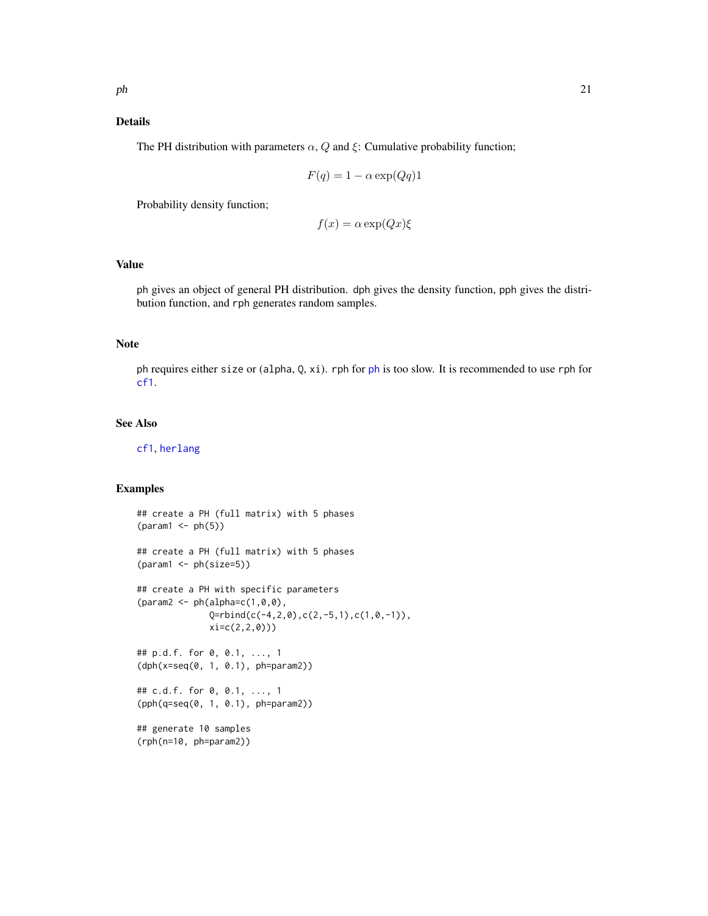## Details

The PH distribution with parameters $\alpha$, $Q$ and $\xi$: Cumulative probability function;

$$F(q) = 1 - \alpha \exp(Qq)1$$

Probability density function;

$$f(x) = \alpha \exp(Qx)\xi$$

## Value

ph gives an object of general PH distribution. dph gives the density function, pph gives the distribution function, and rph generates random samples.

## Note

ph requires either size or (alpha, Q, xi). rph for ph is too slow. It is recommended to use rph for cf1.

## See Also

cf1, herlang

## Examples

```
## create a PH (full matrix) with 5 phases
(param1 <- ph(5))

## create a PH (full matrix) with 5 phases
(param1 <- ph(size=5))

## create a PH with specific parameters
(param2 <- ph(alpha=c(1,0,0),
              Q=rbind(c(-4,2,0),c(2,-5,1),c(1,0,-1)),
              xi=c(2,2,0)))

## p.d.f. for 0, 0.1, ..., 1
(dph(x=seq(0, 1, 0.1), ph=param2))

## c.d.f. for 0, 0.1, ..., 1
(pph(q=seq(0, 1, 0.1), ph=param2))

## generate 10 samples
(rph(n=10, ph=param2))
```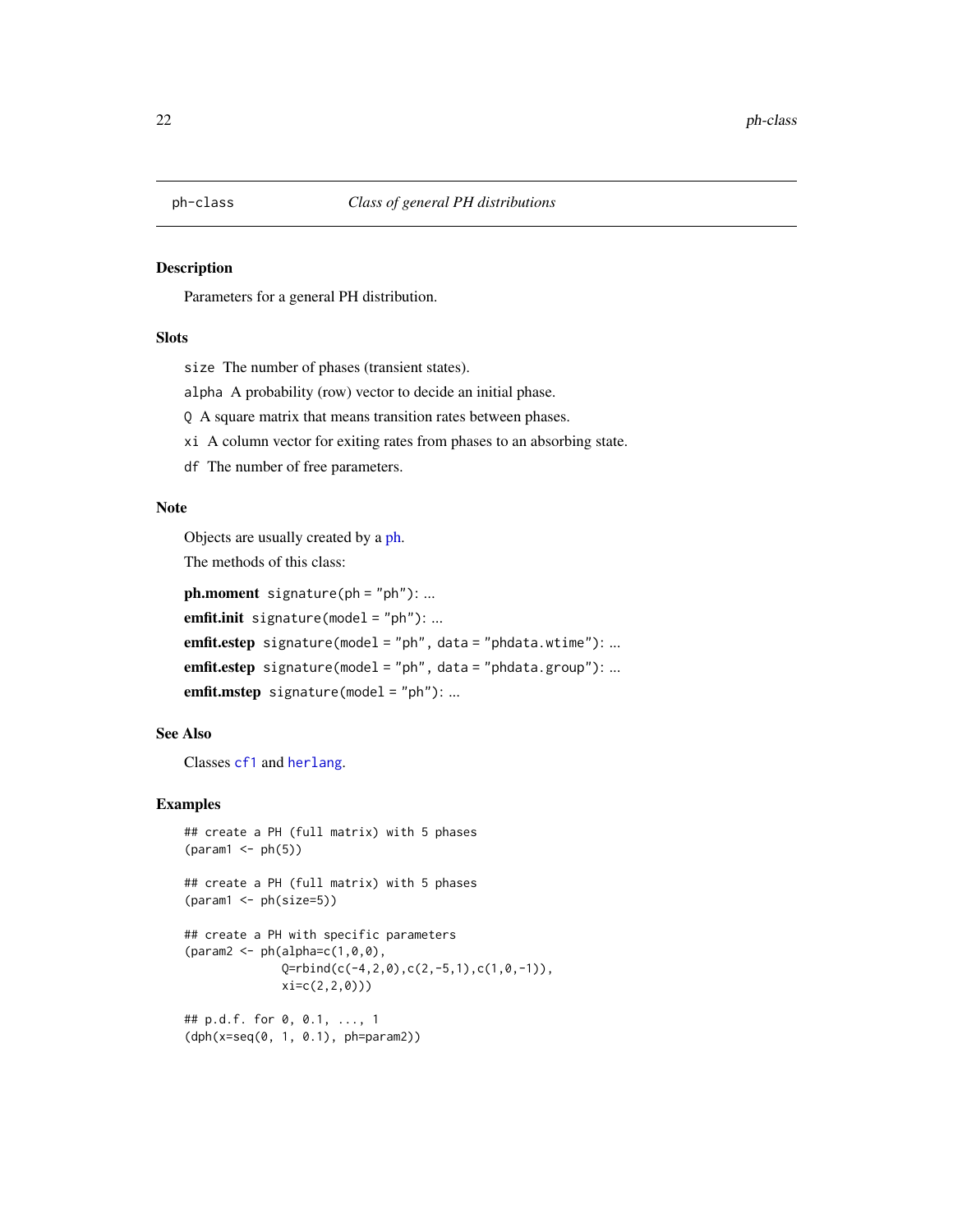# ph-class *Class of general PH distributions*

## Description

Parameters for a general PH distribution.

## Slots

`size` The number of phases (transient states).

`alpha` A probability (row) vector to decide an initial phase.

`Q` A square matrix that means transition rates between phases.

`xi` A column vector for exiting rates from phases to an absorbing state.

`df` The number of free parameters.

## Note

Objects are usually created by a ph.

The methods of this class:

**ph.moment** `signature(ph = "ph")`: ...

**emfit.init** `signature(model = "ph")`: ...

**emfit.estep** `signature(model = "ph", data = "phdata.wtime")`: ...

**emfit.estep** `signature(model = "ph", data = "phdata.group")`: ...

**emfit.mstep** `signature(model = "ph")`: ...

## See Also

Classes `cf1` and `herlang`.

## Examples

```
## create a PH (full matrix) with 5 phases
(param1 <- ph(5))

## create a PH (full matrix) with 5 phases
(param1 <- ph(size=5))

## create a PH with specific parameters
(param2 <- ph(alpha=c(1,0,0),
              Q=rbind(c(-4,2,0),c(2,-5,1),c(1,0,-1)),
              xi=c(2,2,0)))

## p.d.f. for 0, 0.1, ..., 1
(dph(x=seq(0, 1, 0.1), ph=param2))
```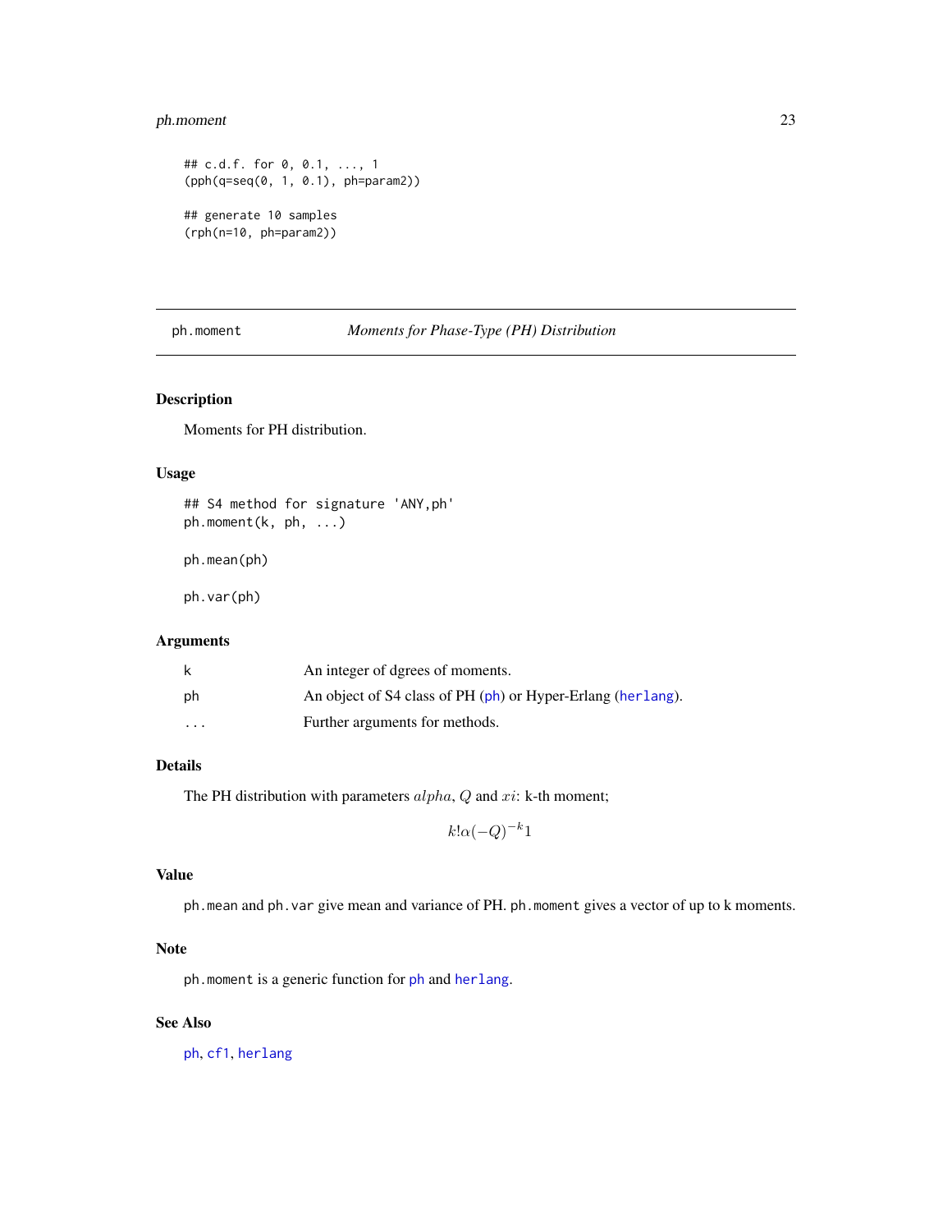```
## c.d.f. for 0, 0.1, ..., 1
(pph(q=seq(0, 1, 0.1), ph=param2))

## generate 10 samples
(rph(n=10, ph=param2))
```

---

## ph.moment — *Moments for Phase-Type (PH) Distribution*

---

### Description

Moments for PH distribution.

### Usage

```
## S4 method for signature 'ANY,ph'
ph.moment(k, ph, ...)

ph.mean(ph)

ph.var(ph)
```

### Arguments

| | |
|---|---|
| k | An integer of dgrees of moments. |
| ph | An object of S4 class of PH (ph) or Hyper-Erlang (herlang). |
| ... | Further arguments for methods. |

### Details

The PH distribution with parameters $alpha$, $Q$ and $xi$: k-th moment;

$$k!\alpha(-Q)^{-k}1$$

### Value

ph.mean and ph.var give mean and variance of PH. ph.moment gives a vector of up to k moments.

### Note

ph.moment is a generic function for ph and herlang.

### See Also

ph, cf1, herlang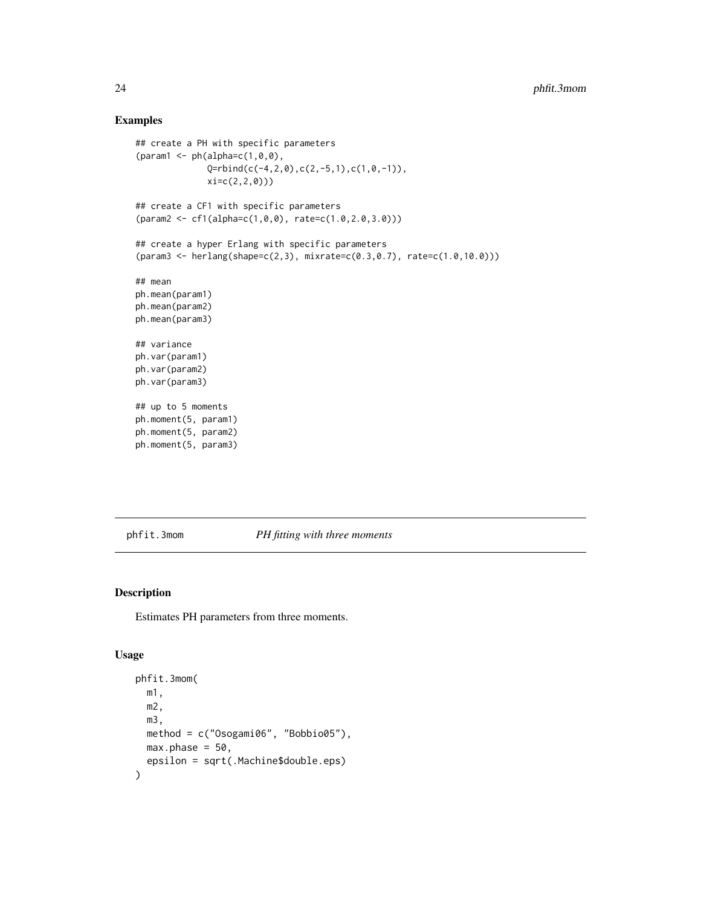## Examples

```
## create a PH with specific parameters
(param1 <- ph(alpha=c(1,0,0),
              Q=rbind(c(-4,2,0),c(2,-5,1),c(1,0,-1)),
              xi=c(2,2,0)))

## create a CF1 with specific parameters
(param2 <- cf1(alpha=c(1,0,0), rate=c(1.0,2.0,3.0)))

## create a hyper Erlang with specific parameters
(param3 <- herlang(shape=c(2,3), mixrate=c(0.3,0.7), rate=c(1.0,10.0)))

## mean
ph.mean(param1)
ph.mean(param2)
ph.mean(param3)

## variance
ph.var(param1)
ph.var(param2)
ph.var(param3)

## up to 5 moments
ph.moment(5, param1)
ph.moment(5, param2)
ph.moment(5, param3)
```

---

# phfit.3mom *PH fitting with three moments*

---

## Description

Estimates PH parameters from three moments.

## Usage

```
phfit.3mom(
  m1,
  m2,
  m3,
  method = c("Osogami06", "Bobbio05"),
  max.phase = 50,
  epsilon = sqrt(.Machine$double.eps)
)
```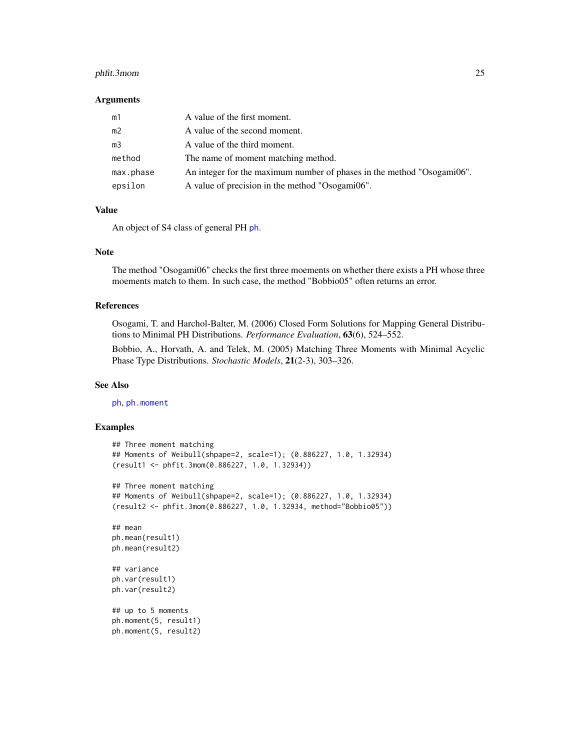### Arguments

| | |
|---|---|
| m1 | A value of the first moment. |
| m2 | A value of the second moment. |
| m3 | A value of the third moment. |
| method | The name of moment matching method. |
| max.phase | An integer for the maximum number of phases in the method "Osogami06". |
| epsilon | A value of precision in the method "Osogami06". |

### Value

An object of S4 class of general PH ph.

### Note

The method "Osogami06" checks the first three moements on whether there exists a PH whose three moements match to them. In such case, the method "Bobbio05" often returns an error.

### References

Osogami, T. and Harchol-Balter, M. (2006) Closed Form Solutions for Mapping General Distributions to Minimal PH Distributions. *Performance Evaluation*, **63**(6), 524–552.

Bobbio, A., Horvath, A. and Telek, M. (2005) Matching Three Moments with Minimal Acyclic Phase Type Distributions. *Stochastic Models*, **21**(2-3), 303–326.

### See Also

ph, ph.moment

### Examples

```
## Three moment matching
## Moments of Weibull(shpape=2, scale=1); (0.886227, 1.0, 1.32934)
(result1 <- phfit.3mom(0.886227, 1.0, 1.32934))

## Three moment matching
## Moments of Weibull(shpape=2, scale=1); (0.886227, 1.0, 1.32934)
(result2 <- phfit.3mom(0.886227, 1.0, 1.32934, method="Bobbio05"))

## mean
ph.mean(result1)
ph.mean(result2)

## variance
ph.var(result1)
ph.var(result2)

## up to 5 moments
ph.moment(5, result1)
ph.moment(5, result2)
```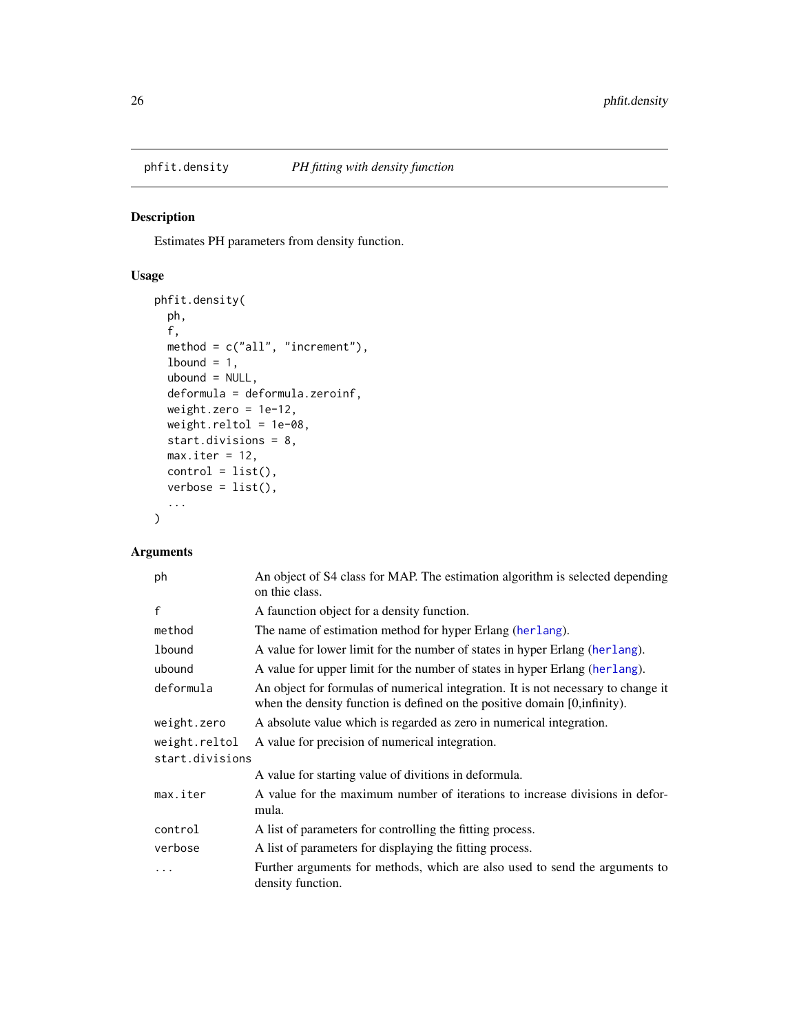## phfit.density *PH fitting with density function*

### Description

Estimates PH parameters from density function.

### Usage

```
phfit.density(
  ph,
  f,
  method = c("all", "increment"),
  lbound = 1,
  ubound = NULL,
  deformula = deformula.zeroinf,
  weight.zero = 1e-12,
  weight.reltol = 1e-08,
  start.divisions = 8,
  max.iter = 12,
  control = list(),
  verbose = list(),
  ...
)
```

### Arguments

| Argument | Description |
|---|---|
| ph | An object of S4 class for MAP. The estimation algorithm is selected depending on thie class. |
| f | A faunction object for a density function. |
| method | The name of estimation method for hyper Erlang (herlang). |
| lbound | A value for lower limit for the number of states in hyper Erlang (herlang). |
| ubound | A value for upper limit for the number of states in hyper Erlang (herlang). |
| deformula | An object for formulas of numerical integration. It is not necessary to change it when the density function is defined on the positive domain [0,infinity). |
| weight.zero | A absolute value which is regarded as zero in numerical integration. |
| weight.reltol | A value for precision of numerical integration. |
| start.divisions | A value for starting value of divitions in deformula. |
| max.iter | A value for the maximum number of iterations to increase divisions in deformula. |
| control | A list of parameters for controlling the fitting process. |
| verbose | A list of parameters for displaying the fitting process. |
| ... | Further arguments for methods, which are also used to send the arguments to density function. |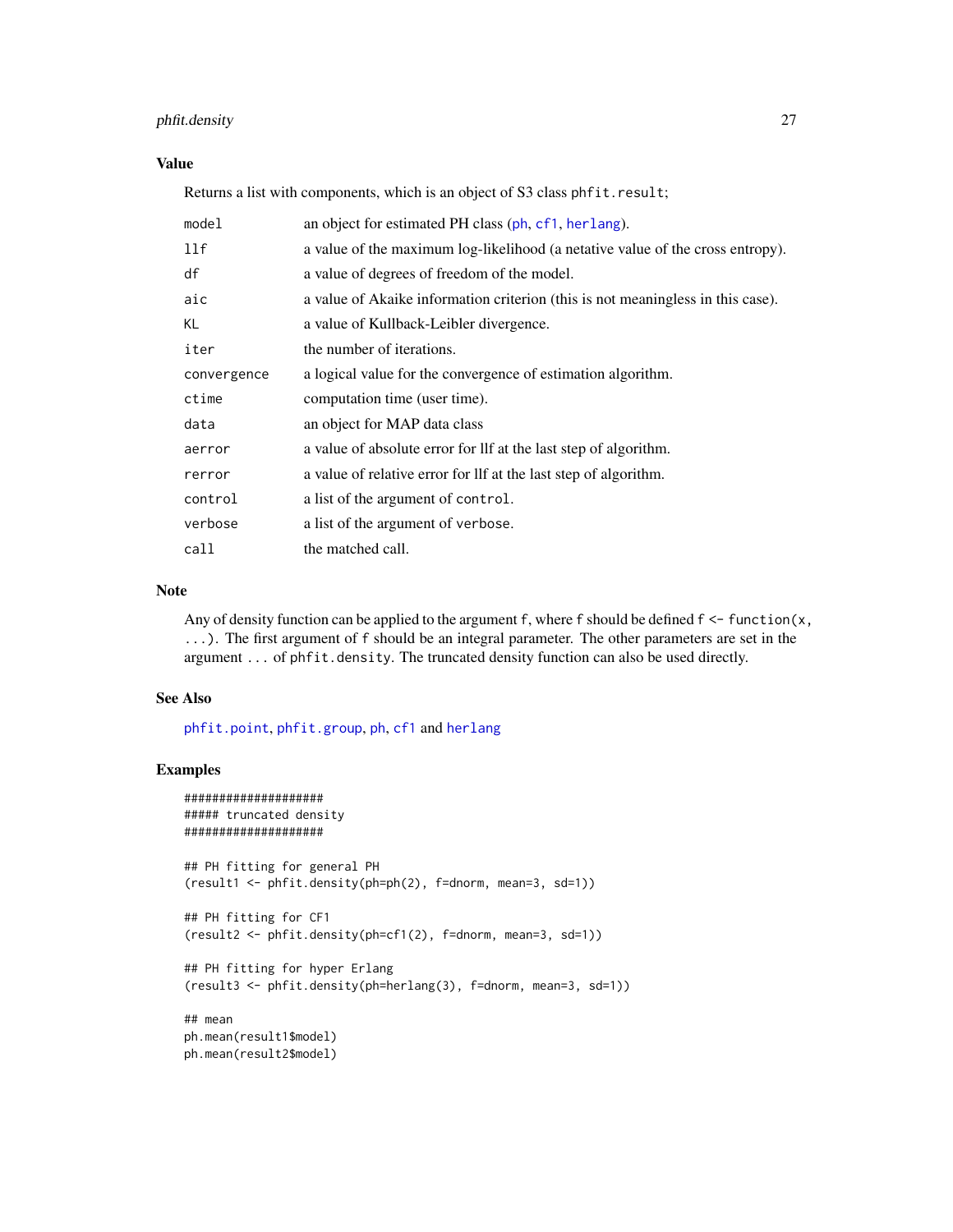## Value

Returns a list with components, which is an object of S3 class phfit.result;

| | |
|---|---|
| model | an object for estimated PH class (ph, cf1, herlang). |
| llf | a value of the maximum log-likelihood (a netative value of the cross entropy). |
| df | a value of degrees of freedom of the model. |
| aic | a value of Akaike information criterion (this is not meaningless in this case). |
| KL | a value of Kullback-Leibler divergence. |
| iter | the number of iterations. |
| convergence | a logical value for the convergence of estimation algorithm. |
| ctime | computation time (user time). |
| data | an object for MAP data class |
| aerror | a value of absolute error for llf at the last step of algorithm. |
| rerror | a value of relative error for llf at the last step of algorithm. |
| control | a list of the argument of control. |
| verbose | a list of the argument of verbose. |
| call | the matched call. |

## Note

Any of density function can be applied to the argument f, where f should be defined f <- function(x, ...). The first argument of f should be an integral parameter. The other parameters are set in the argument ... of phfit.density. The truncated density function can also be used directly.

## See Also

phfit.point, phfit.group, ph, cf1 and herlang

## Examples

```
####################
##### truncated density
####################

## PH fitting for general PH
(result1 <- phfit.density(ph=ph(2), f=dnorm, mean=3, sd=1))

## PH fitting for CF1
(result2 <- phfit.density(ph=cf1(2), f=dnorm, mean=3, sd=1))

## PH fitting for hyper Erlang
(result3 <- phfit.density(ph=herlang(3), f=dnorm, mean=3, sd=1))

## mean
ph.mean(result1$model)
ph.mean(result2$model)
```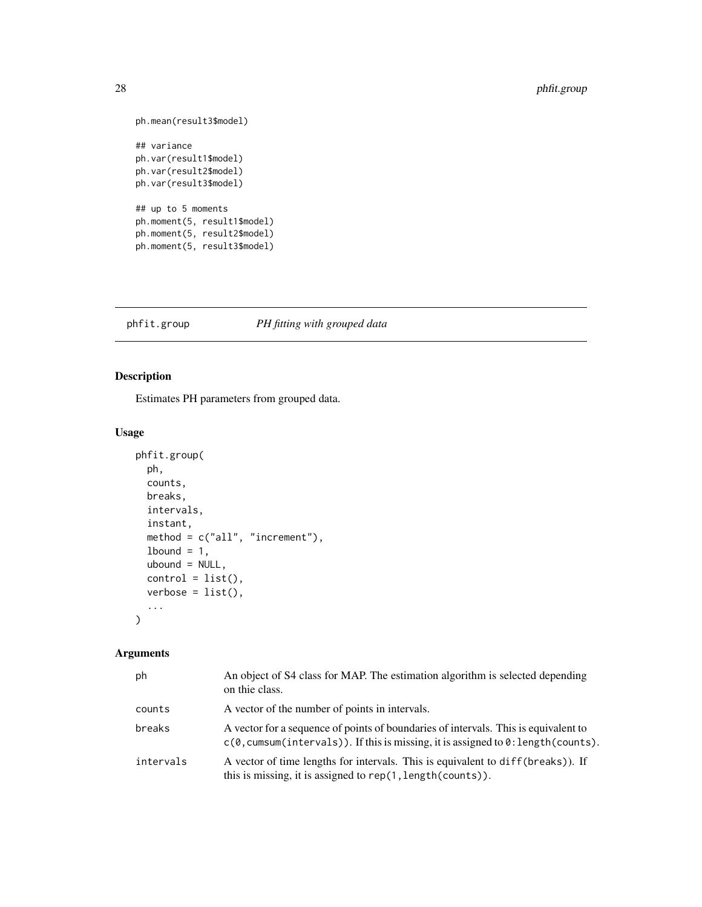```
ph.mean(result3$model)

## variance
ph.var(result1$model)
ph.var(result2$model)
ph.var(result3$model)

## up to 5 moments
ph.moment(5, result1$model)
ph.moment(5, result2$model)
ph.moment(5, result3$model)
```

---

## phfit.group *PH fitting with grouped data*

---

### Description

Estimates PH parameters from grouped data.

### Usage

```
phfit.group(
  ph,
  counts,
  breaks,
  intervals,
  instant,
  method = c("all", "increment"),
  lbound = 1,
  ubound = NULL,
  control = list(),
  verbose = list(),
  ...
)
```

### Arguments

| | |
|---|---|
| ph | An object of S4 class for MAP. The estimation algorithm is selected depending on thie class. |
| counts | A vector of the number of points in intervals. |
| breaks | A vector for a sequence of points of boundaries of intervals. This is equivalent to `c(0,cumsum(intervals))`. If this is missing, it is assigned to `0:length(counts)`. |
| intervals | A vector of time lengths for intervals. This is equivalent to `diff(breaks))`. If this is missing, it is assigned to `rep(1,length(counts))`. |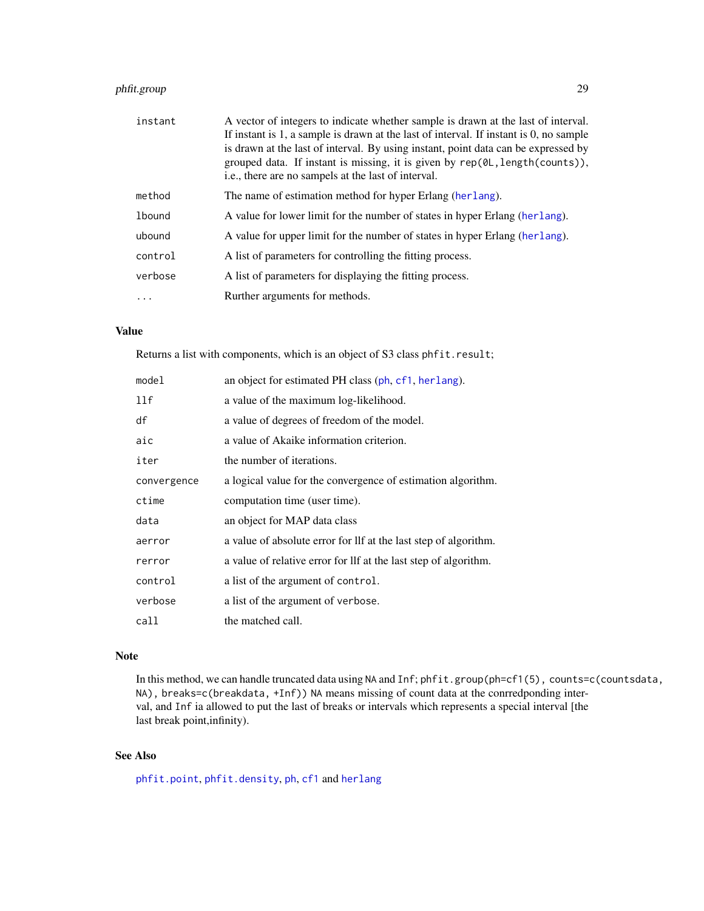| | |
|---|---|
| `instant` | A vector of integers to indicate whether sample is drawn at the last of interval. If instant is 1, a sample is drawn at the last of interval. If instant is 0, no sample is drawn at the last of interval. By using instant, point data can be expressed by grouped data. If instant is missing, it is given by `rep(0L,length(counts))`, i.e., there are no sampels at the last of interval. |
| `method` | The name of estimation method for hyper Erlang (`herlang`). |
| `lbound` | A value for lower limit for the number of states in hyper Erlang (`herlang`). |
| `ubound` | A value for upper limit for the number of states in hyper Erlang (`herlang`). |
| `control` | A list of parameters for controlling the fitting process. |
| `verbose` | A list of parameters for displaying the fitting process. |
| `...` | Rurther arguments for methods. |

### Value

Returns a list with components, which is an object of S3 class `phfit.result`;

| | |
|---|---|
| `model` | an object for estimated PH class (`ph`, `cf1`, `herlang`). |
| `llf` | a value of the maximum log-likelihood. |
| `df` | a value of degrees of freedom of the model. |
| `aic` | a value of Akaike information criterion. |
| `iter` | the number of iterations. |
| `convergence` | a logical value for the convergence of estimation algorithm. |
| `ctime` | computation time (user time). |
| `data` | an object for MAP data class |
| `aerror` | a value of absolute error for llf at the last step of algorithm. |
| `rerror` | a value of relative error for llf at the last step of algorithm. |
| `control` | a list of the argument of `control`. |
| `verbose` | a list of the argument of `verbose`. |
| `call` | the matched call. |

### Note

In this method, we can handle truncated data using `NA` and `Inf`; `phfit.group(ph=cf1(5), counts=c(countsdata, NA), breaks=c(breakdata, +Inf))` `NA` means missing of count data at the conrredponding interval, and `Inf` ia allowed to put the last of breaks or intervals which represents a special interval [the last break point,infinity).

### See Also

`phfit.point`, `phfit.density`, `ph`, `cf1` and `herlang`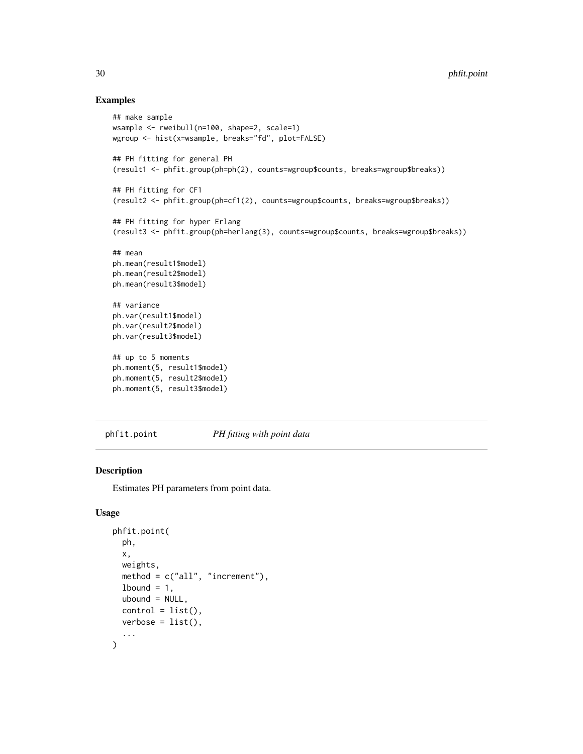### Examples

```
## make sample
wsample <- rweibull(n=100, shape=2, scale=1)
wgroup <- hist(x=wsample, breaks="fd", plot=FALSE)

## PH fitting for general PH
(result1 <- phfit.group(ph=ph(2), counts=wgroup$counts, breaks=wgroup$breaks))

## PH fitting for CF1
(result2 <- phfit.group(ph=cf1(2), counts=wgroup$counts, breaks=wgroup$breaks))

## PH fitting for hyper Erlang
(result3 <- phfit.group(ph=herlang(3), counts=wgroup$counts, breaks=wgroup$breaks))

## mean
ph.mean(result1$model)
ph.mean(result2$model)
ph.mean(result3$model)

## variance
ph.var(result1$model)
ph.var(result2$model)
ph.var(result3$model)

## up to 5 moments
ph.moment(5, result1$model)
ph.moment(5, result2$model)
ph.moment(5, result3$model)
```

---

## phfit.point *PH fitting with point data*

### Description

Estimates PH parameters from point data.

### Usage

```
phfit.point(
  ph,
  x,
  weights,
  method = c("all", "increment"),
  lbound = 1,
  ubound = NULL,
  control = list(),
  verbose = list(),
  ...
)
```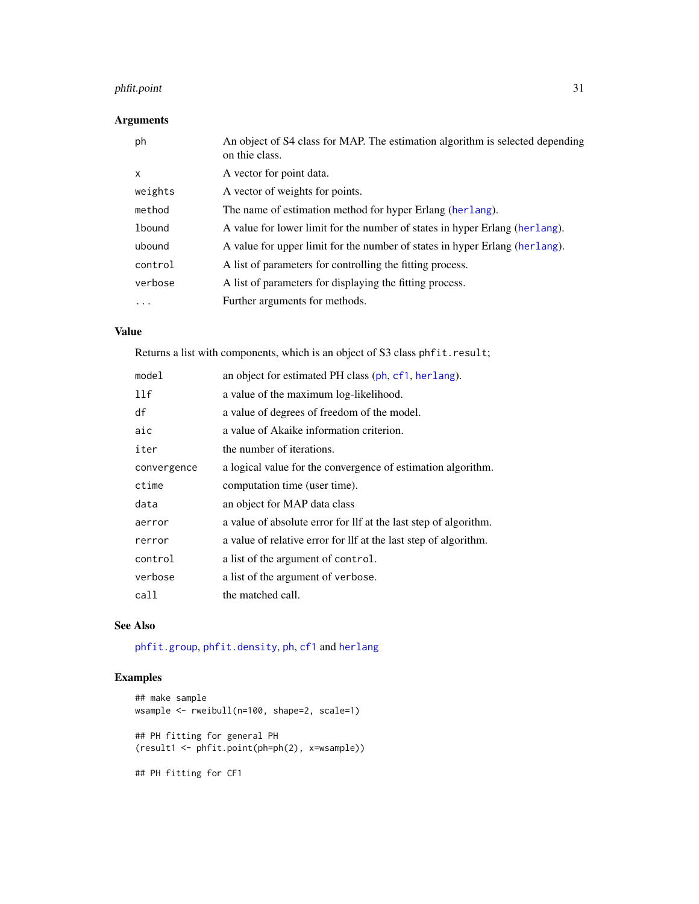## Arguments

| | |
|---|---|
| `ph` | An object of S4 class for MAP. The estimation algorithm is selected depending on thie class. |
| `x` | A vector for point data. |
| `weights` | A vector of weights for points. |
| `method` | The name of estimation method for hyper Erlang (`herlang`). |
| `lbound` | A value for lower limit for the number of states in hyper Erlang (`herlang`). |
| `ubound` | A value for upper limit for the number of states in hyper Erlang (`herlang`). |
| `control` | A list of parameters for controlling the fitting process. |
| `verbose` | A list of parameters for displaying the fitting process. |
| `...` | Further arguments for methods. |

## Value

Returns a list with components, which is an object of S3 class `phfit.result`;

| | |
|---|---|
| `model` | an object for estimated PH class (`ph`, `cf1`, `herlang`). |
| `llf` | a value of the maximum log-likelihood. |
| `df` | a value of degrees of freedom of the model. |
| `aic` | a value of Akaike information criterion. |
| `iter` | the number of iterations. |
| `convergence` | a logical value for the convergence of estimation algorithm. |
| `ctime` | computation time (user time). |
| `data` | an object for MAP data class |
| `aerror` | a value of absolute error for llf at the last step of algorithm. |
| `rerror` | a value of relative error for llf at the last step of algorithm. |
| `control` | a list of the argument of `control`. |
| `verbose` | a list of the argument of `verbose`. |
| `call` | the matched call. |

## See Also

`phfit.group`, `phfit.density`, `ph`, `cf1` and `herlang`

## Examples

```
## make sample
wsample <- rweibull(n=100, shape=2, scale=1)

## PH fitting for general PH
(result1 <- phfit.point(ph=ph(2), x=wsample))

## PH fitting for CF1
```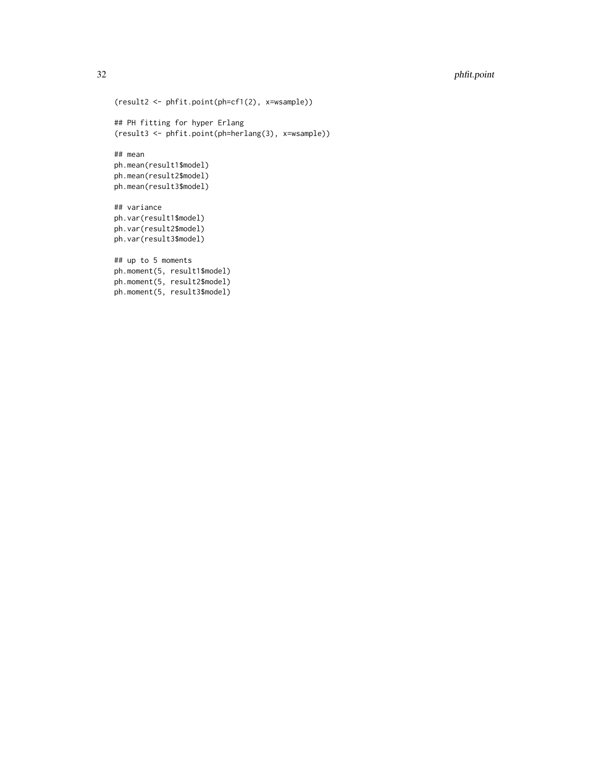```
(result2 <- phfit.point(ph=cf1(2), x=wsample))

## PH fitting for hyper Erlang
(result3 <- phfit.point(ph=herlang(3), x=wsample))

## mean
ph.mean(result1$model)
ph.mean(result2$model)
ph.mean(result3$model)

## variance
ph.var(result1$model)
ph.var(result2$model)
ph.var(result3$model)

## up to 5 moments
ph.moment(5, result1$model)
ph.moment(5, result2$model)
ph.moment(5, result3$model)
```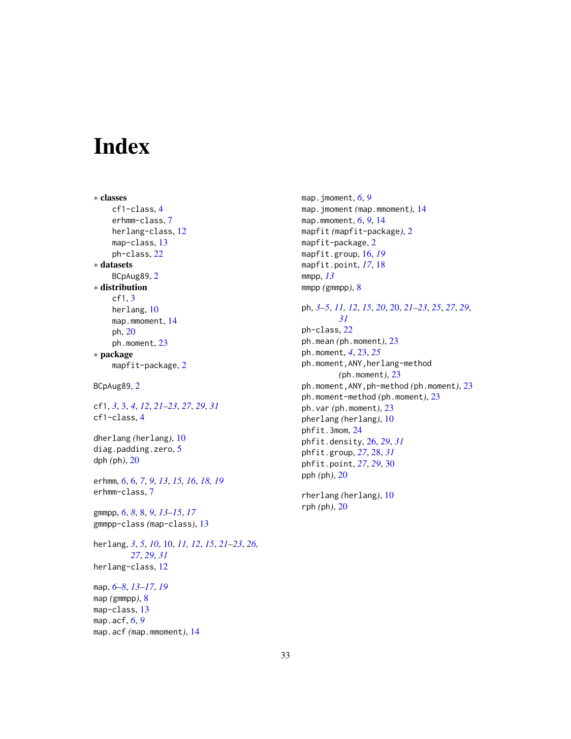# Index

∗ **classes**
- cf1-class, 4
- erhmm-class, 7
- herlang-class, 12
- map-class, 13
- ph-class, 22

∗ **datasets**
- BCpAug89, 2

∗ **distribution**
- cf1, 3
- herlang, 10
- map.mmoment, 14
- ph, 20
- ph.moment, 23

∗ **package**
- mapfit-package, 2

BCpAug89, 2

cf1, *3*, 3, *4*, *12*, *21–23*, *27*, *29*, *31*
cf1-class, 4

dherlang *(herlang)*, 10
diag.padding.zero, 5
dph *(ph)*, 20

erhmm, *6*, 6, *7*, *9*, *13*, *15, 16*, *18, 19*
erhmm-class, 7

gmmpp, *6*, *8*, 8, *9*, *13–15*, *17*
gmmpp-class *(map-class)*, 13

herlang, *3*, *5*, *10*, 10, *11, 12*, *15*, *21–23*, *26, 27*, *29*, *31*
herlang-class, 12

map, *6–8*, *13–17*, *19*
map *(gmmpp)*, 8
map-class, 13
map.acf, *6*, *9*
map.acf *(map.mmoment)*, 14
map.jmoment, *6*, *9*
map.jmoment *(map.mmoment)*, 14
map.mmoment, *6*, *9*, 14
mapfit *(mapfit-package)*, 2
mapfit-package, 2
mapfit.group, 16, *19*
mapfit.point, *17*, 18
mmpp, *13*
mmpp *(gmmpp)*, 8

ph, *3–5*, *11, 12*, *15*, *20*, 20, *21–23*, *25*, *27*, *29*, *31*
ph-class, 22
ph.mean *(ph.moment)*, 23
ph.moment, *4*, 23, *25*
ph.moment,ANY,herlang-method *(ph.moment)*, 23
ph.moment,ANY,ph-method *(ph.moment)*, 23
ph.moment-method *(ph.moment)*, 23
ph.var *(ph.moment)*, 23
pherlang *(herlang)*, 10
phfit.3mom, 24
phfit.density, 26, *29*, *31*
phfit.group, *27*, 28, *31*
phfit.point, *27*, *29*, 30
pph *(ph)*, 20

rherlang *(herlang)*, 10
rph *(ph)*, 20